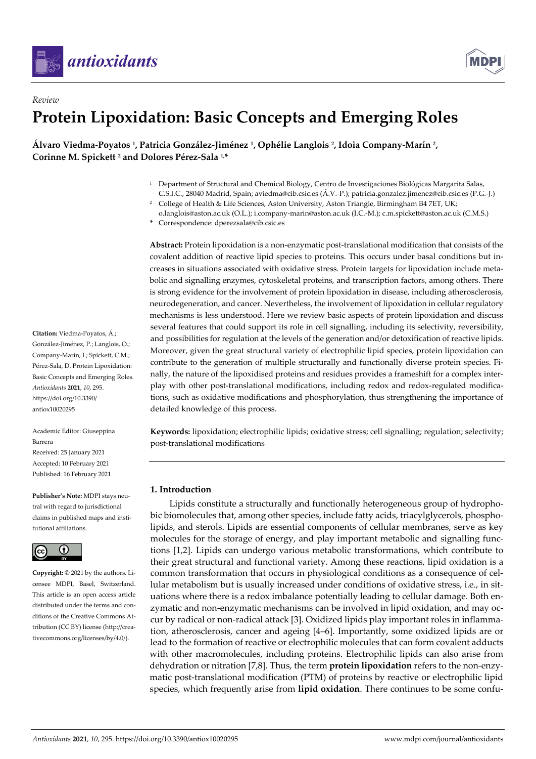*Review*

# Protein Lipoxidation: Basic Concepts and Emerging Roles

**Álvaro Viedma-Poyatos [1], Patricia González-Jiménez [1], Ophélie Langlois [2], Idoia Company-Marín [2], Corinne M. Spickett [2] and Dolores Pérez-Sala [1,*]**

[1] Department of Structural and Chemical Biology, Centro de Investigaciones Biológicas Margarita Salas, C.S.I.C., 28040 Madrid, Spain; aviedma@cib.csic.es (Á.V.-P.); patricia.gonzalez.jimenez@cib.csic.es (P.G.-J.)

[2] College of Health & Life Sciences, Aston University, Aston Triangle, Birmingham B4 7ET, UK; o.langlois@aston.ac.uk (O.L.); i.company-marin@aston.ac.uk (I.C.-M.); c.m.spickett@aston.ac.uk (C.M.S.)

\* Correspondence: dperezsala@cib.csic.es

**Citation:** Viedma-Poyatos, Á.; González-Jiménez, P.; Langlois, O.; Company-Marín, I.; Spickett, C.M.; Pérez-Sala, D. Protein Lipoxidation: Basic Concepts and Emerging Roles. *Antioxidants* **2021**, *10*, 295. https://doi.org/10.3390/antiox10020295

Academic Editor: Giuseppina Barrera

Received: 25 January 2021
Accepted: 10 February 2021
Published: 16 February 2021

**Publisher's Note:** MDPI stays neutral with regard to jurisdictional claims in published maps and institutional affiliations.

**Copyright:** © 2021 by the authors. Licensee MDPI, Basel, Switzerland. This article is an open access article distributed under the terms and conditions of the Creative Commons Attribution (CC BY) license (http://creativecommons.org/licenses/by/4.0/).

**Abstract:** Protein lipoxidation is a non-enzymatic post-translational modification that consists of the covalent addition of reactive lipid species to proteins. This occurs under basal conditions but increases in situations associated with oxidative stress. Protein targets for lipoxidation include metabolic and signalling enzymes, cytoskeletal proteins, and transcription factors, among others. There is strong evidence for the involvement of protein lipoxidation in disease, including atherosclerosis, neurodegeneration, and cancer. Nevertheless, the involvement of lipoxidation in cellular regulatory mechanisms is less understood. Here we review basic aspects of protein lipoxidation and discuss several features that could support its role in cell signalling, including its selectivity, reversibility, and possibilities for regulation at the levels of the generation and/or detoxification of reactive lipids. Moreover, given the great structural variety of electrophilic lipid species, protein lipoxidation can contribute to the generation of multiple structurally and functionally diverse protein species. Finally, the nature of the lipoxidised proteins and residues provides a frameshift for a complex interplay with other post-translational modifications, including redox and redox-regulated modifications, such as oxidative modifications and phosphorylation, thus strengthening the importance of detailed knowledge of this process.

**Keywords:** lipoxidation; electrophilic lipids; oxidative stress; cell signalling; regulation; selectivity; post-translational modifications

## 1. Introduction

Lipids constitute a structurally and functionally heterogeneous group of hydrophobic biomolecules that, among other species, include fatty acids, triacylglycerols, phospholipids, and sterols. Lipids are essential components of cellular membranes, serve as key molecules for the storage of energy, and play important metabolic and signalling functions [1,2]. Lipids can undergo various metabolic transformations, which contribute to their great structural and functional variety. Among these reactions, lipid oxidation is a common transformation that occurs in physiological conditions as a consequence of cellular metabolism but is usually increased under conditions of oxidative stress, i.e., in situations where there is a redox imbalance potentially leading to cellular damage. Both enzymatic and non-enzymatic mechanisms can be involved in lipid oxidation, and may occur by radical or non-radical attack [3]. Oxidized lipids play important roles in inflammation, atherosclerosis, cancer and ageing [4–6]. Importantly, some oxidized lipids are or lead to the formation of reactive or electrophilic molecules that can form covalent adducts with other macromolecules, including proteins. Electrophilic lipids can also arise from dehydration or nitration [7,8]. Thus, the term **protein lipoxidation** refers to the non-enzymatic post-translational modification (PTM) of proteins by reactive or electrophilic lipid species, which frequently arise from **lipid oxidation**. There continues to be some confu-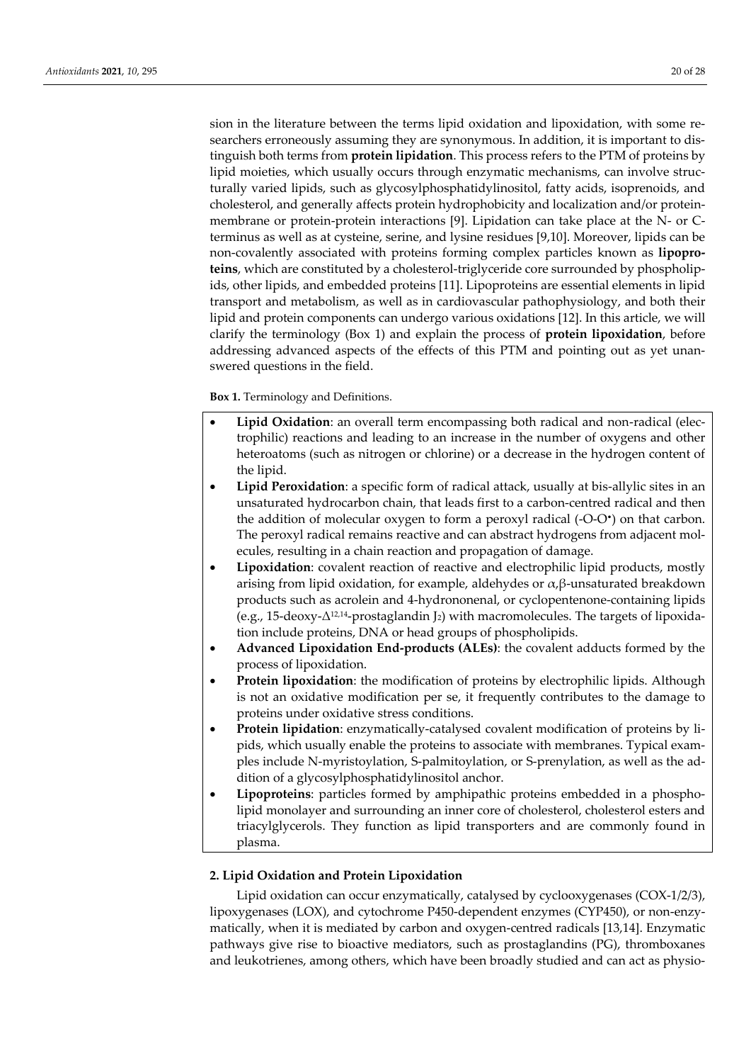sion in the literature between the terms lipid oxidation and lipoxidation, with some researchers erroneously assuming they are synonymous. In addition, it is important to distinguish both terms from **protein lipidation**. This process refers to the PTM of proteins by lipid moieties, which usually occurs through enzymatic mechanisms, can involve structurally varied lipids, such as glycosylphosphatidylinositol, fatty acids, isoprenoids, and cholesterol, and generally affects protein hydrophobicity and localization and/or protein-membrane or protein-protein interactions [9]. Lipidation can take place at the N- or C-terminus as well as at cysteine, serine, and lysine residues [9,10]. Moreover, lipids can be non-covalently associated with proteins forming complex particles known as **lipoproteins**, which are constituted by a cholesterol-triglyceride core surrounded by phospholipids, other lipids, and embedded proteins [11]. Lipoproteins are essential elements in lipid transport and metabolism, as well as in cardiovascular pathophysiology, and both their lipid and protein components can undergo various oxidations [12]. In this article, we will clarify the terminology (Box 1) and explain the process of **protein lipoxidation**, before addressing advanced aspects of the effects of this PTM and pointing out as yet unanswered questions in the field.

**Box 1.** Terminology and Definitions.

- **Lipid Oxidation**: an overall term encompassing both radical and non-radical (electrophilic) reactions and leading to an increase in the number of oxygens and other heteroatoms (such as nitrogen or chlorine) or a decrease in the hydrogen content of the lipid.
- **Lipid Peroxidation**: a specific form of radical attack, usually at bis-allylic sites in an unsaturated hydrocarbon chain, that leads first to a carbon-centred radical and then the addition of molecular oxygen to form a peroxyl radical (-O-O•) on that carbon. The peroxyl radical remains reactive and can abstract hydrogens from adjacent molecules, resulting in a chain reaction and propagation of damage.
- **Lipoxidation**: covalent reaction of reactive and electrophilic lipid products, mostly arising from lipid oxidation, for example, aldehydes or $\alpha,\beta$-unsaturated breakdown products such as acrolein and 4-hydrononenal, or cyclopentenone-containing lipids (e.g., 15-deoxy-$\Delta^{12,14}$-prostaglandin $J_2$) with macromolecules. The targets of lipoxidation include proteins, DNA or head groups of phospholipids.
- **Advanced Lipoxidation End-products (ALEs)**: the covalent adducts formed by the process of lipoxidation.
- **Protein lipoxidation**: the modification of proteins by electrophilic lipids. Although is not an oxidative modification per se, it frequently contributes to the damage to proteins under oxidative stress conditions.
- **Protein lipidation**: enzymatically-catalysed covalent modification of proteins by lipids, which usually enable the proteins to associate with membranes. Typical examples include N-myristoylation, S-palmitoylation, or S-prenylation, as well as the addition of a glycosylphosphatidylinositol anchor.
- **Lipoproteins**: particles formed by amphipathic proteins embedded in a phospholipid monolayer and surrounding an inner core of cholesterol, cholesterol esters and triacylglycerols. They function as lipid transporters and are commonly found in plasma.

## 2. Lipid Oxidation and Protein Lipoxidation

Lipid oxidation can occur enzymatically, catalysed by cyclooxygenases (COX-1/2/3), lipoxygenases (LOX), and cytochrome P450-dependent enzymes (CYP450), or non-enzymatically, when it is mediated by carbon and oxygen-centred radicals [13,14]. Enzymatic pathways give rise to bioactive mediators, such as prostaglandins (PG), thromboxanes and leukotrienes, among others, which have been broadly studied and can act as physio-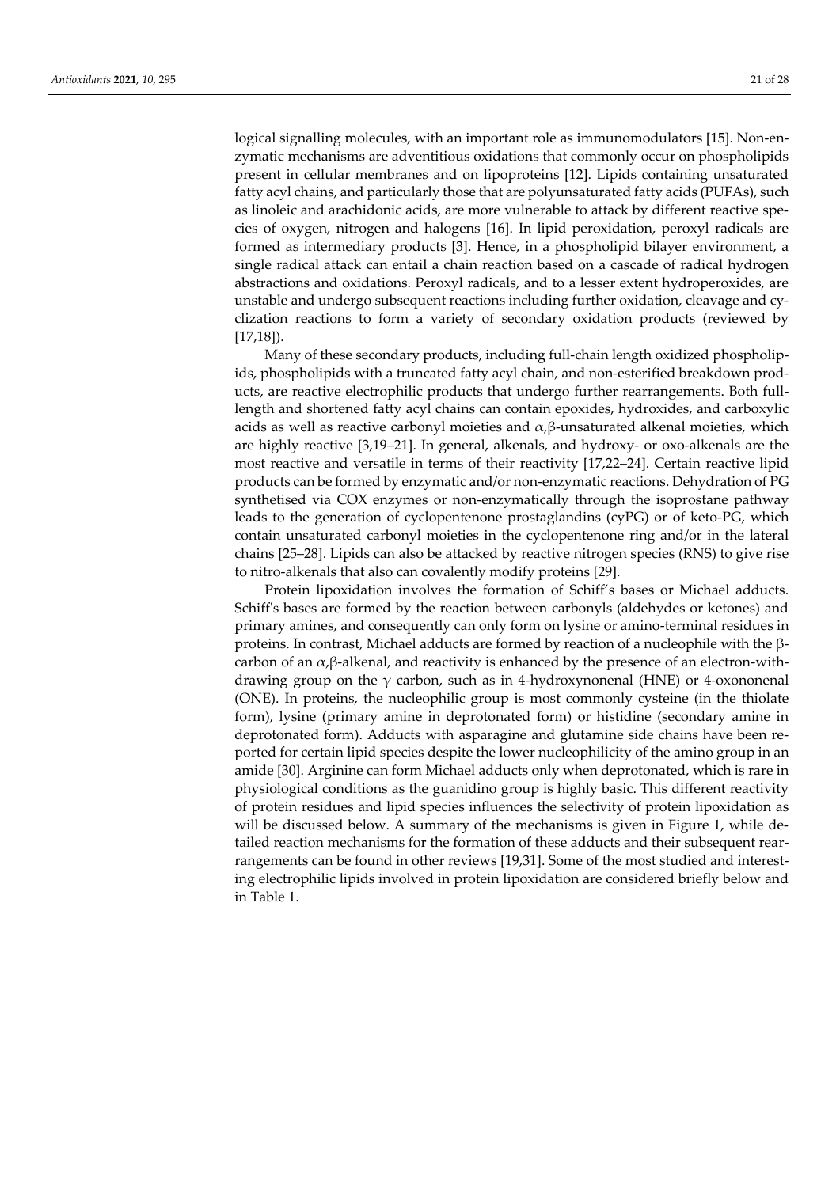logical signalling molecules, with an important role as immunomodulators [15]. Non-enzymatic mechanisms are adventitious oxidations that commonly occur on phospholipids present in cellular membranes and on lipoproteins [12]. Lipids containing unsaturated fatty acyl chains, and particularly those that are polyunsaturated fatty acids (PUFAs), such as linoleic and arachidonic acids, are more vulnerable to attack by different reactive species of oxygen, nitrogen and halogens [16]. In lipid peroxidation, peroxyl radicals are formed as intermediary products [3]. Hence, in a phospholipid bilayer environment, a single radical attack can entail a chain reaction based on a cascade of radical hydrogen abstractions and oxidations. Peroxyl radicals, and to a lesser extent hydroperoxides, are unstable and undergo subsequent reactions including further oxidation, cleavage and cyclization reactions to form a variety of secondary oxidation products (reviewed by [17,18]).

Many of these secondary products, including full-chain length oxidized phospholipids, phospholipids with a truncated fatty acyl chain, and non-esterified breakdown products, are reactive electrophilic products that undergo further rearrangements. Both full-length and shortened fatty acyl chains can contain epoxides, hydroxides, and carboxylic acids as well as reactive carbonyl moieties and $\alpha,\beta$-unsaturated alkenal moieties, which are highly reactive [3,19–21]. In general, alkenals, and hydroxy- or oxo-alkenals are the most reactive and versatile in terms of their reactivity [17,22–24]. Certain reactive lipid products can be formed by enzymatic and/or non-enzymatic reactions. Dehydration of PG synthetised via COX enzymes or non-enzymatically through the isoprostane pathway leads to the generation of cyclopentenone prostaglandins (cyPG) or of keto-PG, which contain unsaturated carbonyl moieties in the cyclopentenone ring and/or in the lateral chains [25–28]. Lipids can also be attacked by reactive nitrogen species (RNS) to give rise to nitro-alkenals that also can covalently modify proteins [29].

Protein lipoxidation involves the formation of Schiff's bases or Michael adducts. Schiff's bases are formed by the reaction between carbonyls (aldehydes or ketones) and primary amines, and consequently can only form on lysine or amino-terminal residues in proteins. In contrast, Michael adducts are formed by reaction of a nucleophile with the $\beta$-carbon of an $\alpha,\beta$-alkenal, and reactivity is enhanced by the presence of an electron-withdrawing group on the $\gamma$ carbon, such as in 4-hydroxynonenal (HNE) or 4-oxononenal (ONE). In proteins, the nucleophilic group is most commonly cysteine (in the thiolate form), lysine (primary amine in deprotonated form) or histidine (secondary amine in deprotonated form). Adducts with asparagine and glutamine side chains have been reported for certain lipid species despite the lower nucleophilicity of the amino group in an amide [30]. Arginine can form Michael adducts only when deprotonated, which is rare in physiological conditions as the guanidino group is highly basic. This different reactivity of protein residues and lipid species influences the selectivity of protein lipoxidation as will be discussed below. A summary of the mechanisms is given in Figure 1, while detailed reaction mechanisms for the formation of these adducts and their subsequent rearrangements can be found in other reviews [19,31]. Some of the most studied and interesting electrophilic lipids involved in protein lipoxidation are considered briefly below and in Table 1.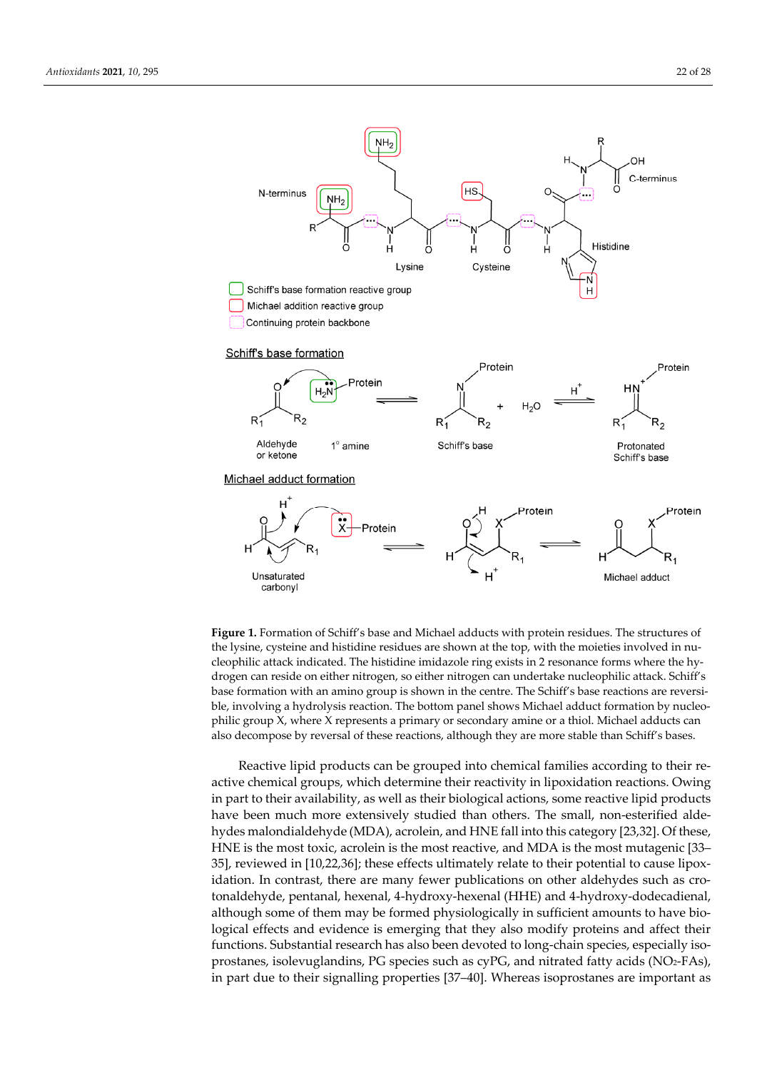**Figure 1.** Formation of Schiff's base and Michael adducts with protein residues. The structures of the lysine, cysteine and histidine residues are shown at the top, with the moieties involved in nucleophilic attack indicated. The histidine imidazole ring exists in 2 resonance forms where the hydrogen can reside on either nitrogen, so either nitrogen can undertake nucleophilic attack. Schiff's base formation with an amino group is shown in the centre. The Schiff's base reactions are reversible, involving a hydrolysis reaction. The bottom panel shows Michael adduct formation by nucleophilic group X, where X represents a primary or secondary amine or a thiol. Michael adducts can also decompose by reversal of these reactions, although they are more stable than Schiff's bases.

Reactive lipid products can be grouped into chemical families according to their reactive chemical groups, which determine their reactivity in lipoxidation reactions. Owing in part to their availability, as well as their biological actions, some reactive lipid products have been much more extensively studied than others. The small, non-esterified aldehydes malondialdehyde (MDA), acrolein, and HNE fall into this category [23,32]. Of these, HNE is the most toxic, acrolein is the most reactive, and MDA is the most mutagenic [33–35], reviewed in [10,22,36]; these effects ultimately relate to their potential to cause lipoxidation. In contrast, there are many fewer publications on other aldehydes such as crotonaldehyde, pentanal, hexenal, 4-hydroxy-hexenal (HHE) and 4-hydroxy-dodecadienal, although some of them may be formed physiologically in sufficient amounts to have biological effects and evidence is emerging that they also modify proteins and affect their functions. Substantial research has also been devoted to long-chain species, especially isoprostanes, isolevuglandins, PG species such as cyPG, and nitrated fatty acids ($NO_2$-FAs), in part due to their signalling properties [37–40]. Whereas isoprostanes are important as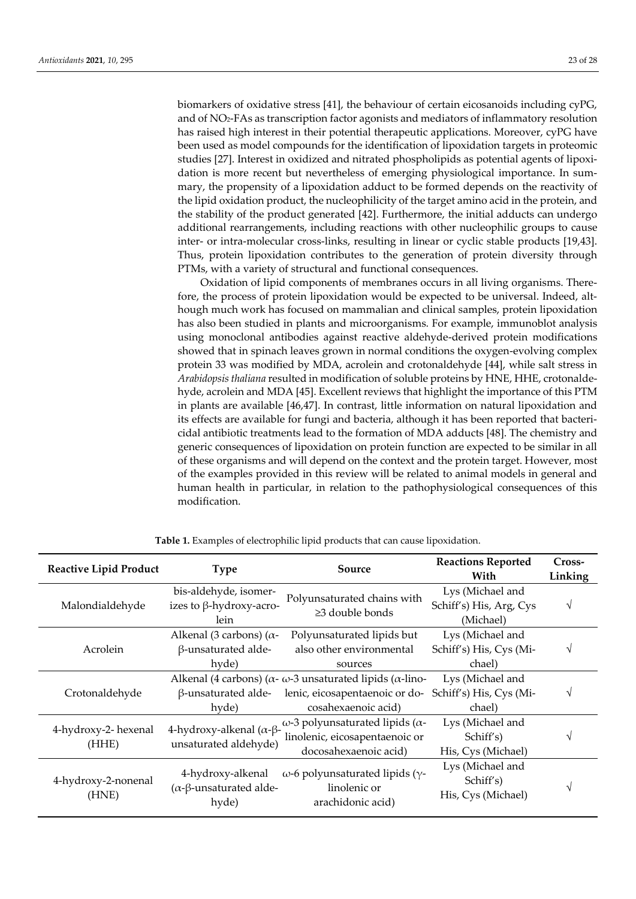biomarkers of oxidative stress [41], the behaviour of certain eicosanoids including cyPG, and of $NO_2$-FAs as transcription factor agonists and mediators of inflammatory resolution has raised high interest in their potential therapeutic applications. Moreover, cyPG have been used as model compounds for the identification of lipoxidation targets in proteomic studies [27]. Interest in oxidized and nitrated phospholipids as potential agents of lipoxidation is more recent but nevertheless of emerging physiological importance. In summary, the propensity of a lipoxidation adduct to be formed depends on the reactivity of the lipid oxidation product, the nucleophilicity of the target amino acid in the protein, and the stability of the product generated [42]. Furthermore, the initial adducts can undergo additional rearrangements, including reactions with other nucleophilic groups to cause inter- or intra-molecular cross-links, resulting in linear or cyclic stable products [19,43]. Thus, protein lipoxidation contributes to the generation of protein diversity through PTMs, with a variety of structural and functional consequences.

Oxidation of lipid components of membranes occurs in all living organisms. Therefore, the process of protein lipoxidation would be expected to be universal. Indeed, although much work has focused on mammalian and clinical samples, protein lipoxidation has also been studied in plants and microorganisms. For example, immunoblot analysis using monoclonal antibodies against reactive aldehyde-derived protein modifications showed that in spinach leaves grown in normal conditions the oxygen-evolving complex protein 33 was modified by MDA, acrolein and crotonaldehyde [44], while salt stress in *Arabidopsis thaliana* resulted in modification of soluble proteins by HNE, HHE, crotonaldehyde, acrolein and MDA [45]. Excellent reviews that highlight the importance of this PTM in plants are available [46,47]. In contrast, little information on natural lipoxidation and its effects are available for fungi and bacteria, although it has been reported that bactericidal antibiotic treatments lead to the formation of MDA adducts [48]. The chemistry and generic consequences of lipoxidation on protein function are expected to be similar in all of these organisms and will depend on the context and the protein target. However, most of the examples provided in this review will be related to animal models in general and human health in particular, in relation to the pathophysiological consequences of this modification.

**Table 1.** Examples of electrophilic lipid products that can cause lipoxidation.

| Reactive Lipid Product | Type | Source | Reactions Reported With | Cross-Linking |
|---|---|---|---|---|
| Malondialdehyde | bis-aldehyde, isomerizes to β-hydroxy-acrolein | Polyunsaturated chains with ≥3 double bonds | Lys (Michael and Schiff's) His, Arg, Cys (Michael) | √ |
| Acrolein | Alkenal (3 carbons) (α-β-unsaturated aldehyde) | Polyunsaturated lipids but also other environmental sources | Lys (Michael and Schiff's) His, Cys (Michael) | √ |
| Crotonaldehyde | Alkenal (4 carbons) (α-β-unsaturated aldehyde) | ω-3 unsaturated lipids (α-linolenic, eicosapentaenoic or docosahexaenoic acid) | Lys (Michael and Schiff's) His, Cys (Michael) | √ |
| 4-hydroxy-2- hexenal (HHE) | 4-hydroxy-alkenal (α-β-unsaturated aldehyde) | ω-3 polyunsaturated lipids (α-linolenic, eicosapentaenoic or docosahexaenoic acid) | Lys (Michael and Schiff's) His, Cys (Michael) | √ |
| 4-hydroxy-2-nonenal (HNE) | 4-hydroxy-alkenal (α-β-unsaturated aldehyde) | ω-6 polyunsaturated lipids (γ-linolenic or arachidonic acid) | Lys (Michael and Schiff's) His, Cys (Michael) | √ |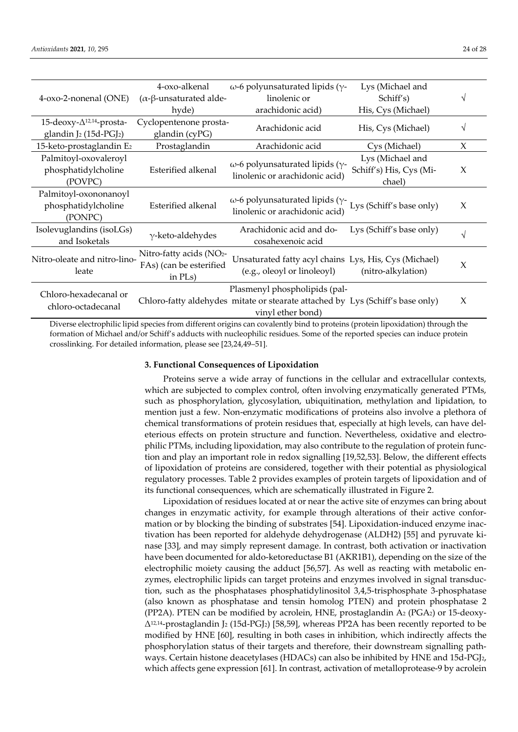| | | | | |
|---|---|---|---|---|
| 4-oxo-2-nonenal (ONE) | 4-oxo-alkenal (α-β-unsaturated aldehyde) | ω-6 polyunsaturated lipids (γ-linolenic or arachidonic acid) | Lys (Michael and Schiff's) His, Cys (Michael) | √ |
| 15-deoxy-$\Delta^{12,14}$-prostaglandin $J_2$ (15d-$PGJ_2$) | Cyclopentenone prostaglandin (cyPG) | Arachidonic acid | His, Cys (Michael) | √ |
| 15-keto-prostaglandin $E_2$ | Prostaglandin | Arachidonic acid | Cys (Michael) | X |
| Palmitoyl-oxovaleroyl phosphatidylcholine (POVPC) | Esterified alkenal | ω-6 polyunsaturated lipids (γ-linolenic or arachidonic acid) | Lys (Michael and Schiff's) His, Cys (Michael) | X |
| Palmitoyl-oxononanoyl phosphatidylcholine (PONPC) | Esterified alkenal | ω-6 polyunsaturated lipids (γ-linolenic or arachidonic acid) | Lys (Schiff's base only) | X |
| Isolevuglandins (isoLGs) and Isoketals | γ-keto-aldehydes | Arachidonic acid and docosahexenoic acid | Lys (Schiff's base only) | √ |
| Nitro-oleate and nitro-linoleate | Nitro-fatty acids ($NO_2$-FAs) (can be esterified in PLs) | Unsaturated fatty acyl chains (e.g., oleoyl or linoleoyl) | Lys, His, Cys (Michael) (nitro-alkylation) | X |
| Chloro-hexadecanal or chloro-octadecanal | Chloro-fatty aldehydes | Plasmenyl phospholipids (palmitate or stearate attached by vinyl ether bond) | Lys (Schiff's base only) | X |

Diverse electrophilic lipid species from different origins can covalently bind to proteins (protein lipoxidation) through the formation of Michael and/or Schiff's adducts with nucleophilic residues. Some of the reported species can induce protein crosslinking. For detailed information, please see [23,24,49–51].

### 3. Functional Consequences of Lipoxidation

Proteins serve a wide array of functions in the cellular and extracellular contexts, which are subjected to complex control, often involving enzymatically generated PTMs, such as phosphorylation, glycosylation, ubiquitination, methylation and lipidation, to mention just a few. Non-enzymatic modifications of proteins also involve a plethora of chemical transformations of protein residues that, especially at high levels, can have deleterious effects on protein structure and function. Nevertheless, oxidative and electrophilic PTMs, including lipoxidation, may also contribute to the regulation of protein function and play an important role in redox signalling [19,52,53]. Below, the different effects of lipoxidation of proteins are considered, together with their potential as physiological regulatory processes. Table 2 provides examples of protein targets of lipoxidation and of its functional consequences, which are schematically illustrated in Figure 2.

Lipoxidation of residues located at or near the active site of enzymes can bring about changes in enzymatic activity, for example through alterations of their active conformation or by blocking the binding of substrates [54]. Lipoxidation-induced enzyme inactivation has been reported for aldehyde dehydrogenase (ALDH2) [55] and pyruvate kinase [33], and may simply represent damage. In contrast, both activation or inactivation have been documented for aldo-ketoreductase B1 (AKR1B1), depending on the size of the electrophilic moiety causing the adduct [56,57]. As well as reacting with metabolic enzymes, electrophilic lipids can target proteins and enzymes involved in signal transduction, such as the phosphatases phosphatidylinositol 3,4,5-trisphosphate 3-phosphatase (also known as phosphatase and tensin homolog PTEN) and protein phosphatase 2 (PP2A). PTEN can be modified by acrolein, HNE, prostaglandin $A_2$ ($PGA_2$) or 15-deoxy-$\Delta^{12,14}$-prostaglandin $J_2$ (15d-$PGJ_2$) [58,59], whereas PP2A has been recently reported to be modified by HNE [60], resulting in both cases in inhibition, which indirectly affects the phosphorylation status of their targets and therefore, their downstream signalling pathways. Certain histone deacetylases (HDACs) can also be inhibited by HNE and 15d-$PGJ_2$, which affects gene expression [61]. In contrast, activation of metalloprotease-9 by acrolein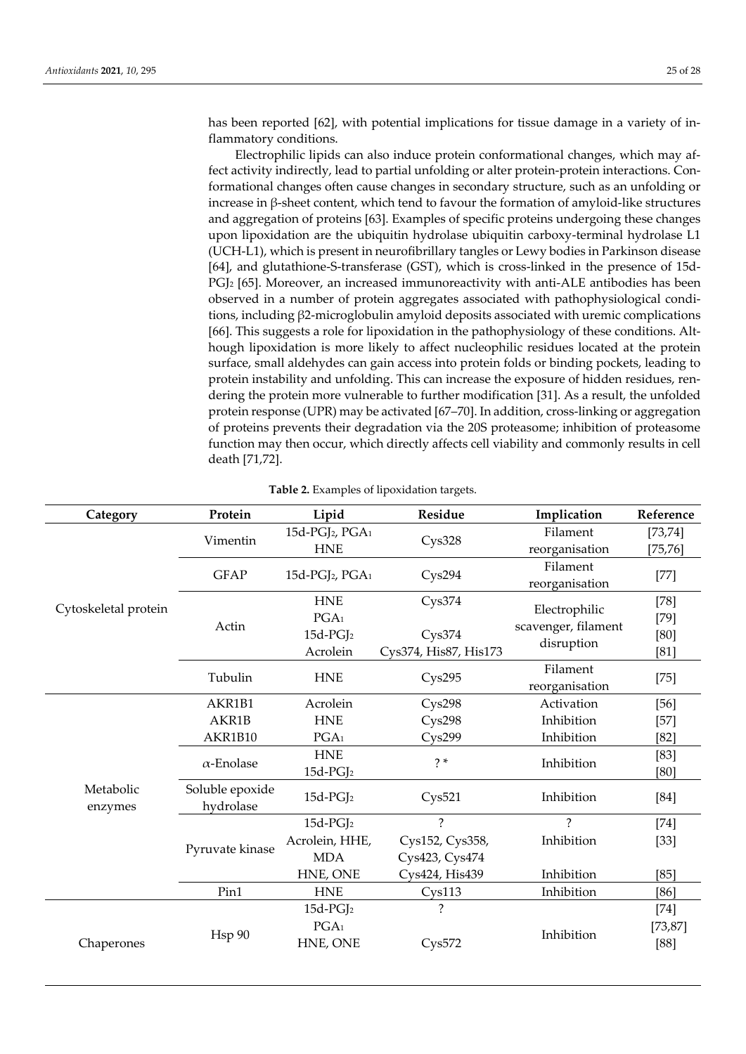has been reported [62], with potential implications for tissue damage in a variety of inflammatory conditions.

Electrophilic lipids can also induce protein conformational changes, which may affect activity indirectly, lead to partial unfolding or alter protein-protein interactions. Conformational changes often cause changes in secondary structure, such as an unfolding or increase in β-sheet content, which tend to favour the formation of amyloid-like structures and aggregation of proteins [63]. Examples of specific proteins undergoing these changes upon lipoxidation are the ubiquitin hydrolase ubiquitin carboxy-terminal hydrolase L1 (UCH-L1), which is present in neurofibrillary tangles or Lewy bodies in Parkinson disease [64], and glutathione-S-transferase (GST), which is cross-linked in the presence of 15d-$PGJ_2$ [65]. Moreover, an increased immunoreactivity with anti-ALE antibodies has been observed in a number of protein aggregates associated with pathophysiological conditions, including β2-microglobulin amyloid deposits associated with uremic complications [66]. This suggests a role for lipoxidation in the pathophysiology of these conditions. Although lipoxidation is more likely to affect nucleophilic residues located at the protein surface, small aldehydes can gain access into protein folds or binding pockets, leading to protein instability and unfolding. This can increase the exposure of hidden residues, rendering the protein more vulnerable to further modification [31]. As a result, the unfolded protein response (UPR) may be activated [67–70]. In addition, cross-linking or aggregation of proteins prevents their degradation via the 20S proteasome; inhibition of proteasome function may then occur, which directly affects cell viability and commonly results in cell death [71,72].

**Table 2.** Examples of lipoxidation targets.

| Category | Protein | Lipid | Residue | Implication | Reference |
|---|---|---|---|---|---|
| Cytoskeletal protein | Vimentin | 15d-$PGJ_2$, $PGA_1$ | Cys328 | Filament reorganisation | [73,74] |
| | | HNE | | | [75,76] |
| | GFAP | 15d-$PGJ_2$, $PGA_1$ | Cys294 | Filament reorganisation | [77] |
| | Actin | HNE | Cys374 | Electrophilic scavenger, filament disruption | [78] |
| | | $PGA_1$ | | | [79] |
| | | 15d-$PGJ_2$ | Cys374 | | [80] |
| | | Acrolein | Cys374, His87, His173 | | [81] |
| | Tubulin | HNE | Cys295 | Filament reorganisation | [75] |
| Metabolic enzymes | AKR1B1 | Acrolein | Cys298 | Activation | [56] |
| | AKR1B | HNE | Cys298 | Inhibition | [57] |
| | AKR1B10 | $PGA_1$ | Cys299 | Inhibition | [82] |
| | α-Enolase | HNE | ? * | Inhibition | [83] |
| | | 15d-$PGJ_2$ | | | [80] |
| | Soluble epoxide hydrolase | 15d-$PGJ_2$ | Cys521 | Inhibition | [84] |
| | Pyruvate kinase | 15d-$PGJ_2$ | ? | ? | [74] |
| | | Acrolein, HHE, MDA | Cys152, Cys358, Cys423, Cys474 | Inhibition | [33] |
| | | HNE, ONE | Cys424, His439 | Inhibition | [85] |
| | Pin1 | HNE | Cys113 | Inhibition | [86] |
| Chaperones | Hsp 90 | 15d-$PGJ_2$ | ? | Inhibition | [74] |
| | | $PGA_1$ | | | [73,87] |
| | | HNE, ONE | Cys572 | | [88] |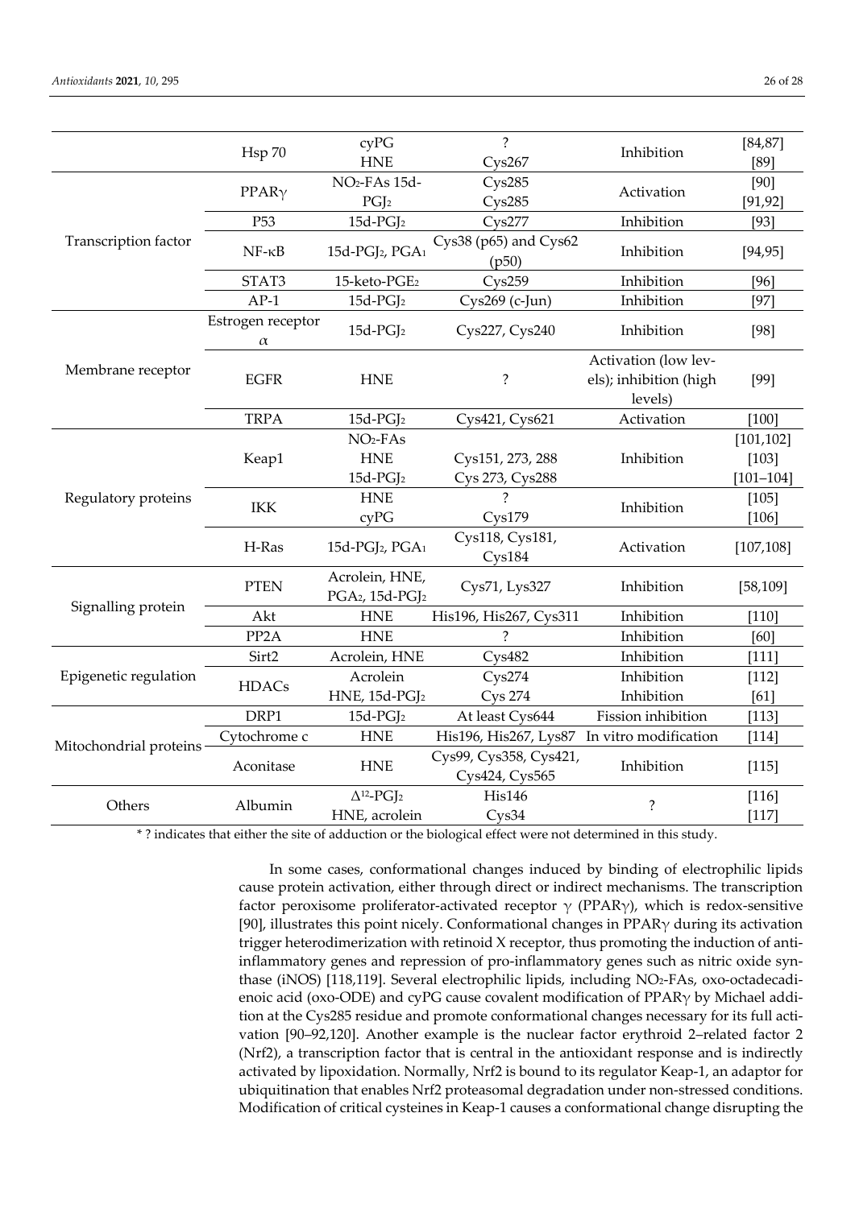| | | | | | |
|---|---|---|---|---|---|
| | Hsp 70 | cyPG | ? | Inhibition | [84,87] |
| | | HNE | Cys267 | | [89] |
| Transcription factor | PPARγ | $NO_2$-FAs 15d-$PGJ_2$ | Cys285<br>Cys285 | Activation | [90]<br>[91,92] |
| | P53 | 15d-$PGJ_2$ | Cys277 | Inhibition | [93] |
| | NF-κB | 15d-$PGJ_2$, $PGA_1$ | Cys38 (p65) and Cys62 (p50) | Inhibition | [94,95] |
| | STAT3 | 15-keto-$PGE_2$ | Cys259 | Inhibition | [96] |
| | AP-1 | 15d-$PGJ_2$ | Cys269 (c-Jun) | Inhibition | [97] |
| Membrane receptor | Estrogen receptor α | 15d-$PGJ_2$ | Cys227, Cys240 | Inhibition | [98] |
| | EGFR | HNE | ? | Activation (low levels); inhibition (high levels) | [99] |
| | TRPA | 15d-$PGJ_2$ | Cys421, Cys621 | Activation | [100] |
| Regulatory proteins | Keap1 | $NO_2$-FAs | | Inhibition | [101,102] |
| | | HNE | Cys151, 273, 288 | | [103] |
| | | 15d-$PGJ_2$ | Cys 273, Cys288 | | [101–104] |
| | IKK | HNE | ? | Inhibition | [105] |
| | | cyPG | Cys179 | | [106] |
| | H-Ras | 15d-$PGJ_2$, $PGA_1$ | Cys118, Cys181, Cys184 | Activation | [107,108] |
| Signalling protein | PTEN | Acrolein, HNE, $PGA_2$, 15d-$PGJ_2$ | Cys71, Lys327 | Inhibition | [58,109] |
| | Akt | HNE | His196, His267, Cys311 | Inhibition | [110] |
| | PP2A | HNE | ? | Inhibition | [60] |
| Epigenetic regulation | Sirt2 | Acrolein, HNE | Cys482 | Inhibition | [111] |
| | HDACs | Acrolein | Cys274 | Inhibition | [112] |
| | | HNE, 15d-$PGJ_2$ | Cys 274 | Inhibition | [61] |
| Mitochondrial proteins | DRP1 | 15d-$PGJ_2$ | At least Cys644 | Fission inhibition | [113] |
| | Cytochrome c | HNE | His196, His267, Lys87 | In vitro modification | [114] |
| | Aconitase | HNE | Cys99, Cys358, Cys421, Cys424, Cys565 | Inhibition | [115] |
| Others | Albumin | $\Delta^{12}$-$PGJ_2$ | His146 | ? | [116] |
| | | HNE, acrolein | Cys34 | | [117] |

* ? indicates that either the site of adduction or the biological effect were not determined in this study.

In some cases, conformational changes induced by binding of electrophilic lipids cause protein activation, either through direct or indirect mechanisms. The transcription factor peroxisome proliferator-activated receptor γ (PPARγ), which is redox-sensitive [90], illustrates this point nicely. Conformational changes in PPARγ during its activation trigger heterodimerization with retinoid X receptor, thus promoting the induction of anti-inflammatory genes and repression of pro-inflammatory genes such as nitric oxide synthase (iNOS) [118,119]. Several electrophilic lipids, including $NO_2$-FAs, oxo-octadecadienoic acid (oxo-ODE) and cyPG cause covalent modification of PPARγ by Michael addition at the Cys285 residue and promote conformational changes necessary for its full activation [90–92,120]. Another example is the nuclear factor erythroid 2–related factor 2 (Nrf2), a transcription factor that is central in the antioxidant response and is indirectly activated by lipoxidation. Normally, Nrf2 is bound to its regulator Keap-1, an adaptor for ubiquitination that enables Nrf2 proteasomal degradation under non-stressed conditions. Modification of critical cysteines in Keap-1 causes a conformational change disrupting the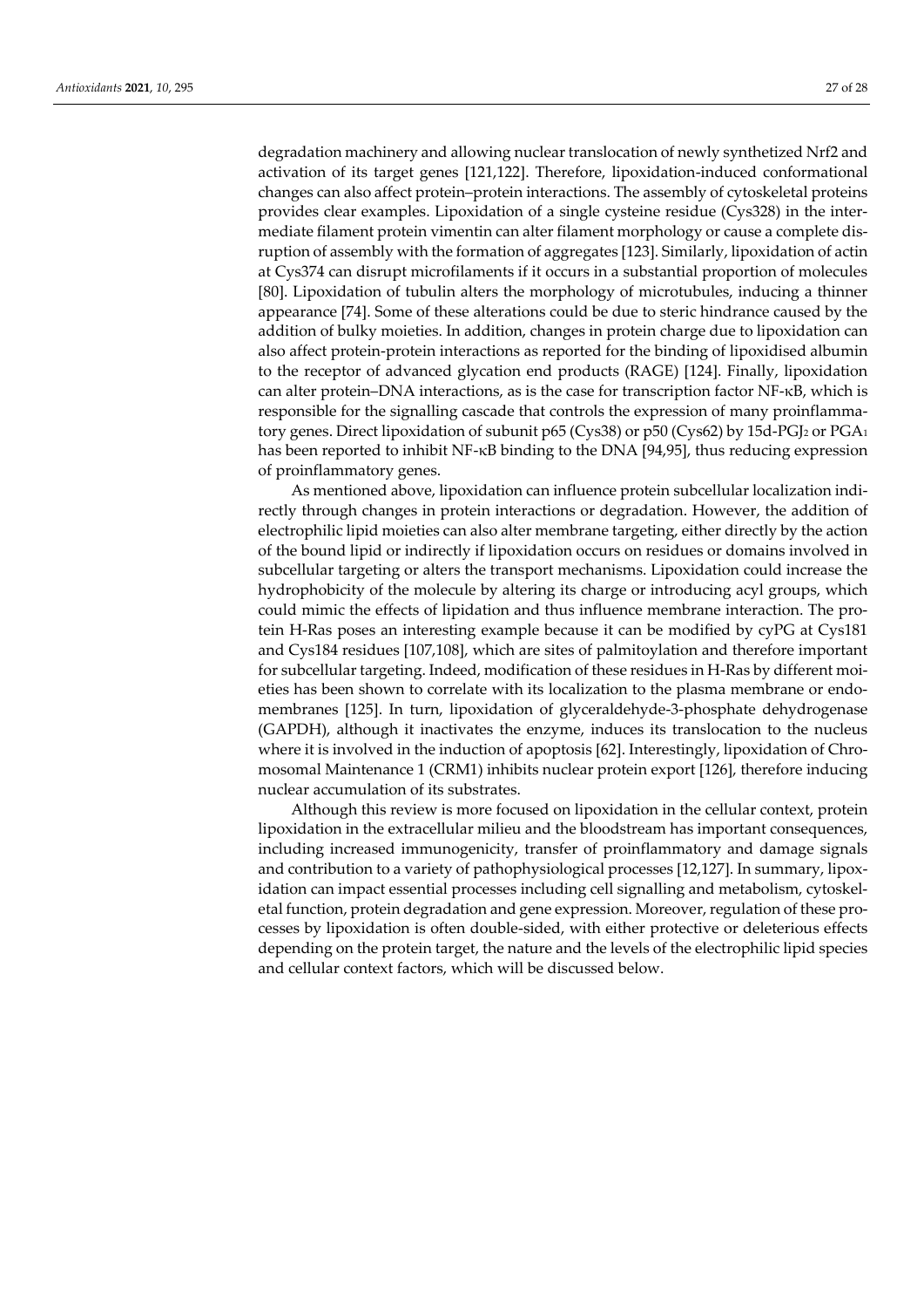degradation machinery and allowing nuclear translocation of newly synthetized Nrf2 and activation of its target genes [121,122]. Therefore, lipoxidation-induced conformational changes can also affect protein–protein interactions. The assembly of cytoskeletal proteins provides clear examples. Lipoxidation of a single cysteine residue (Cys328) in the intermediate filament protein vimentin can alter filament morphology or cause a complete disruption of assembly with the formation of aggregates [123]. Similarly, lipoxidation of actin at Cys374 can disrupt microfilaments if it occurs in a substantial proportion of molecules [80]. Lipoxidation of tubulin alters the morphology of microtubules, inducing a thinner appearance [74]. Some of these alterations could be due to steric hindrance caused by the addition of bulky moieties. In addition, changes in protein charge due to lipoxidation can also affect protein-protein interactions as reported for the binding of lipoxidised albumin to the receptor of advanced glycation end products (RAGE) [124]. Finally, lipoxidation can alter protein–DNA interactions, as is the case for transcription factor NF-κB, which is responsible for the signalling cascade that controls the expression of many proinflammatory genes. Direct lipoxidation of subunit p65 (Cys38) or p50 (Cys62) by 15d-$PGJ_2$ or $PGA_1$ has been reported to inhibit NF-κB binding to the DNA [94,95], thus reducing expression of proinflammatory genes.

As mentioned above, lipoxidation can influence protein subcellular localization indirectly through changes in protein interactions or degradation. However, the addition of electrophilic lipid moieties can also alter membrane targeting, either directly by the action of the bound lipid or indirectly if lipoxidation occurs on residues or domains involved in subcellular targeting or alters the transport mechanisms. Lipoxidation could increase the hydrophobicity of the molecule by altering its charge or introducing acyl groups, which could mimic the effects of lipidation and thus influence membrane interaction. The protein H-Ras poses an interesting example because it can be modified by cyPG at Cys181 and Cys184 residues [107,108], which are sites of palmitoylation and therefore important for subcellular targeting. Indeed, modification of these residues in H-Ras by different moieties has been shown to correlate with its localization to the plasma membrane or endomembranes [125]. In turn, lipoxidation of glyceraldehyde-3-phosphate dehydrogenase (GAPDH), although it inactivates the enzyme, induces its translocation to the nucleus where it is involved in the induction of apoptosis [62]. Interestingly, lipoxidation of Chromosomal Maintenance 1 (CRM1) inhibits nuclear protein export [126], therefore inducing nuclear accumulation of its substrates.

Although this review is more focused on lipoxidation in the cellular context, protein lipoxidation in the extracellular milieu and the bloodstream has important consequences, including increased immunogenicity, transfer of proinflammatory and damage signals and contribution to a variety of pathophysiological processes [12,127]. In summary, lipoxidation can impact essential processes including cell signalling and metabolism, cytoskeletal function, protein degradation and gene expression. Moreover, regulation of these processes by lipoxidation is often double-sided, with either protective or deleterious effects depending on the protein target, the nature and the levels of the electrophilic lipid species and cellular context factors, which will be discussed below.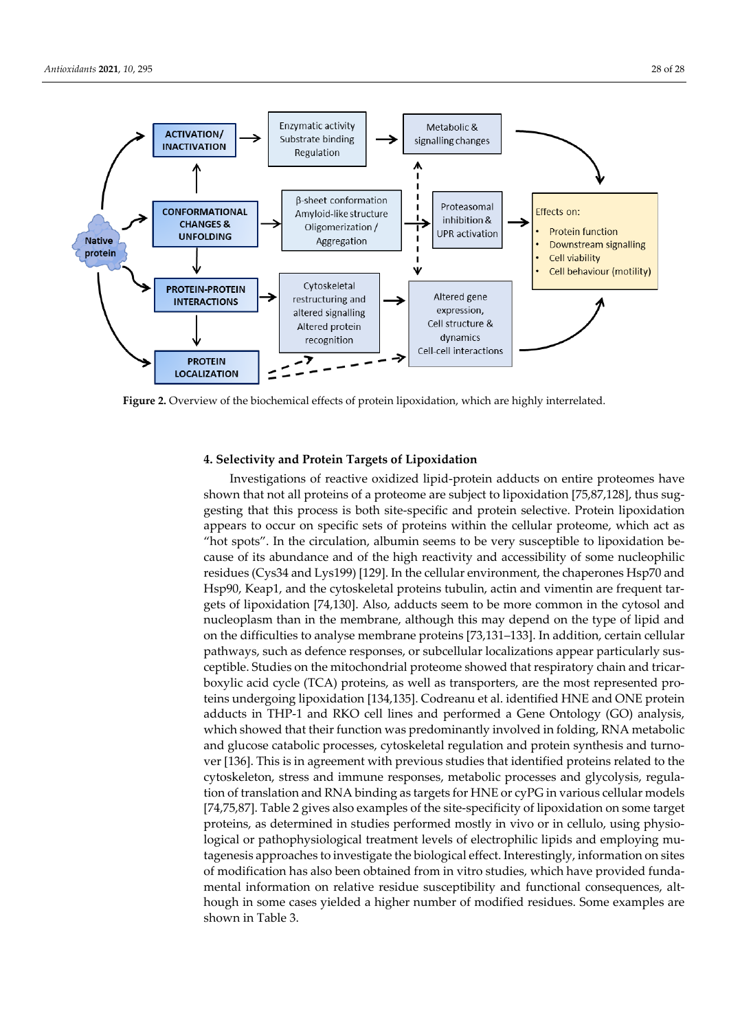**Figure 2.** Overview of the biochemical effects of protein lipoxidation, which are highly interrelated.

## 4. Selectivity and Protein Targets of Lipoxidation

Investigations of reactive oxidized lipid-protein adducts on entire proteomes have shown that not all proteins of a proteome are subject to lipoxidation [75,87,128], thus suggesting that this process is both site-specific and protein selective. Protein lipoxidation appears to occur on specific sets of proteins within the cellular proteome, which act as "hot spots". In the circulation, albumin seems to be very susceptible to lipoxidation because of its abundance and of the high reactivity and accessibility of some nucleophilic residues (Cys34 and Lys199) [129]. In the cellular environment, the chaperones Hsp70 and Hsp90, Keap1, and the cytoskeletal proteins tubulin, actin and vimentin are frequent targets of lipoxidation [74,130]. Also, adducts seem to be more common in the cytosol and nucleoplasm than in the membrane, although this may depend on the type of lipid and on the difficulties to analyse membrane proteins [73,131–133]. In addition, certain cellular pathways, such as defence responses, or subcellular localizations appear particularly susceptible. Studies on the mitochondrial proteome showed that respiratory chain and tricarboxylic acid cycle (TCA) proteins, as well as transporters, are the most represented proteins undergoing lipoxidation [134,135]. Codreanu et al. identified HNE and ONE protein adducts in THP-1 and RKO cell lines and performed a Gene Ontology (GO) analysis, which showed that their function was predominantly involved in folding, RNA metabolic and glucose catabolic processes, cytoskeletal regulation and protein synthesis and turnover [136]. This is in agreement with previous studies that identified proteins related to the cytoskeleton, stress and immune responses, metabolic processes and glycolysis, regulation of translation and RNA binding as targets for HNE or cyPG in various cellular models [74,75,87]. Table 2 gives also examples of the site-specificity of lipoxidation on some target proteins, as determined in studies performed mostly in vivo or in cellulo, using physiological or pathophysiological treatment levels of electrophilic lipids and employing mutagenesis approaches to investigate the biological effect. Interestingly, information on sites of modification has also been obtained from in vitro studies, which have provided fundamental information on relative residue susceptibility and functional consequences, although in some cases yielded a higher number of modified residues. Some examples are shown in Table 3.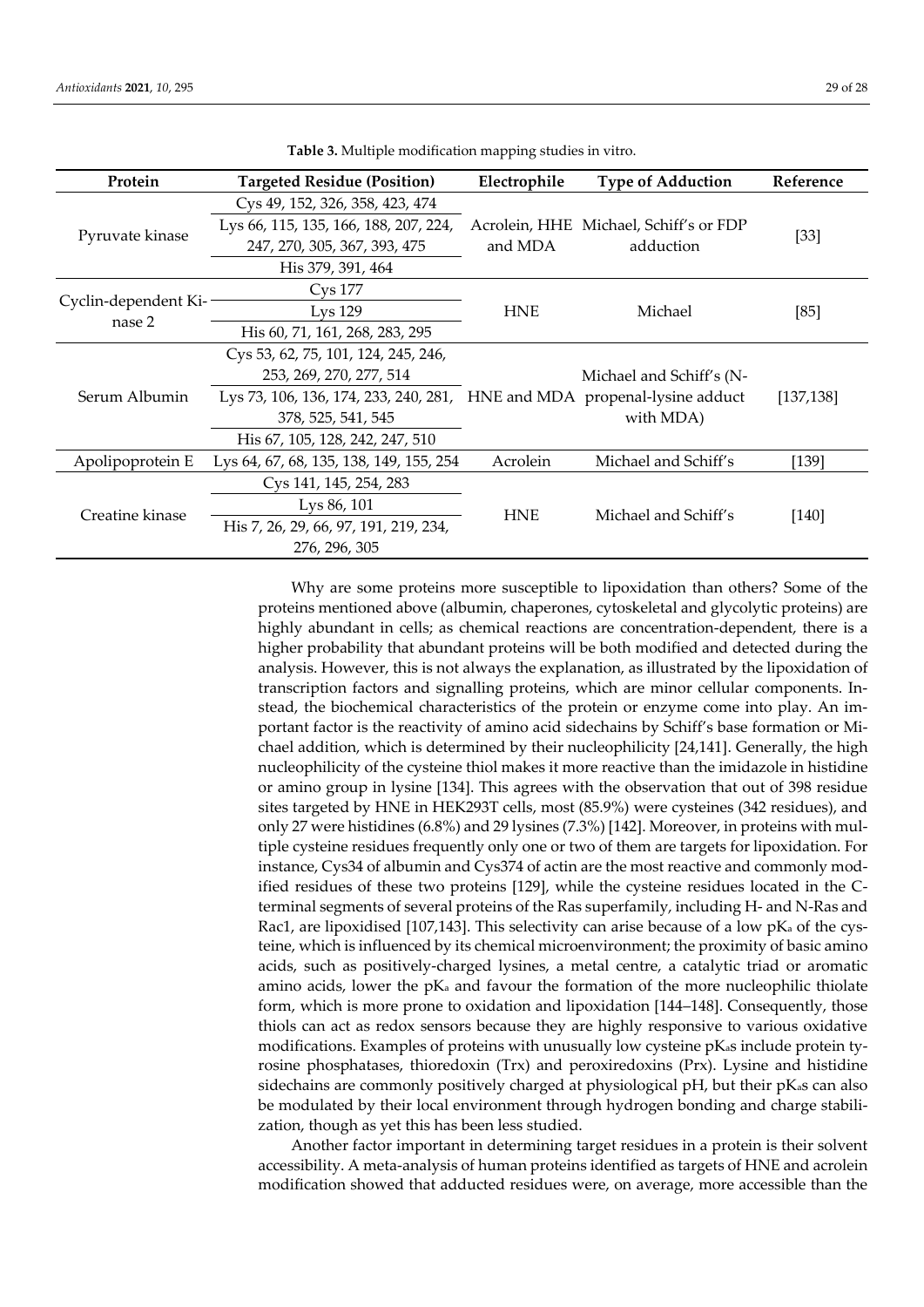**Table 3.** Multiple modification mapping studies in vitro.

| Protein | Targeted Residue (Position) | Electrophile | Type of Adduction | Reference |
|---|---|---|---|---|
| Pyruvate kinase | Cys 49, 152, 326, 358, 423, 474 | Acrolein, HHE and MDA | Michael, Schiff's or FDP adduction | [33] |
| | Lys 66, 115, 135, 166, 188, 207, 224, 247, 270, 305, 367, 393, 475 | | | |
| | His 379, 391, 464 | | | |
| Cyclin-dependent Kinase 2 | Cys 177 | HNE | Michael | [85] |
| | Lys 129 | | | |
| | His 60, 71, 161, 268, 283, 295 | | | |
| Serum Albumin | Cys 53, 62, 75, 101, 124, 245, 246, 253, 269, 270, 277, 514 | HNE and MDA | Michael and Schiff's (N-propenal-lysine adduct with MDA) | [137,138] |
| | Lys 73, 106, 136, 174, 233, 240, 281, 378, 525, 541, 545 | | | |
| | His 67, 105, 128, 242, 247, 510 | | | |
| Apolipoprotein E | Lys 64, 67, 68, 135, 138, 149, 155, 254 | Acrolein | Michael and Schiff's | [139] |
| Creatine kinase | Cys 141, 145, 254, 283 | HNE | Michael and Schiff's | [140] |
| | Lys 86, 101 | | | |
| | His 7, 26, 29, 66, 97, 191, 219, 234, 276, 296, 305 | | | |

Why are some proteins more susceptible to lipoxidation than others? Some of the proteins mentioned above (albumin, chaperones, cytoskeletal and glycolytic proteins) are highly abundant in cells; as chemical reactions are concentration-dependent, there is a higher probability that abundant proteins will be both modified and detected during the analysis. However, this is not always the explanation, as illustrated by the lipoxidation of transcription factors and signalling proteins, which are minor cellular components. Instead, the biochemical characteristics of the protein or enzyme come into play. An important factor is the reactivity of amino acid sidechains by Schiff's base formation or Michael addition, which is determined by their nucleophilicity [24,141]. Generally, the high nucleophilicity of the cysteine thiol makes it more reactive than the imidazole in histidine or amino group in lysine [134]. This agrees with the observation that out of 398 residue sites targeted by HNE in HEK293T cells, most (85.9%) were cysteines (342 residues), and only 27 were histidines (6.8%) and 29 lysines (7.3%) [142]. Moreover, in proteins with multiple cysteine residues frequently only one or two of them are targets for lipoxidation. For instance, Cys34 of albumin and Cys374 of actin are the most reactive and commonly modified residues of these two proteins [129], while the cysteine residues located in the C-terminal segments of several proteins of the Ras superfamily, including H- and N-Ras and Rac1, are lipoxidised [107,143]. This selectivity can arise because of a low $pK_a$ of the cysteine, which is influenced by its chemical microenvironment; the proximity of basic amino acids, such as positively-charged lysines, a metal centre, a catalytic triad or aromatic amino acids, lower the $pK_a$ and favour the formation of the more nucleophilic thiolate form, which is more prone to oxidation and lipoxidation [144–148]. Consequently, those thiols can act as redox sensors because they are highly responsive to various oxidative modifications. Examples of proteins with unusually low cysteine $pK_a$s include protein tyrosine phosphatases, thioredoxin (Trx) and peroxiredoxins (Prx). Lysine and histidine sidechains are commonly positively charged at physiological pH, but their $pK_a$s can also be modulated by their local environment through hydrogen bonding and charge stabilization, though as yet this has been less studied.

Another factor important in determining target residues in a protein is their solvent accessibility. A meta-analysis of human proteins identified as targets of HNE and acrolein modification showed that adducted residues were, on average, more accessible than the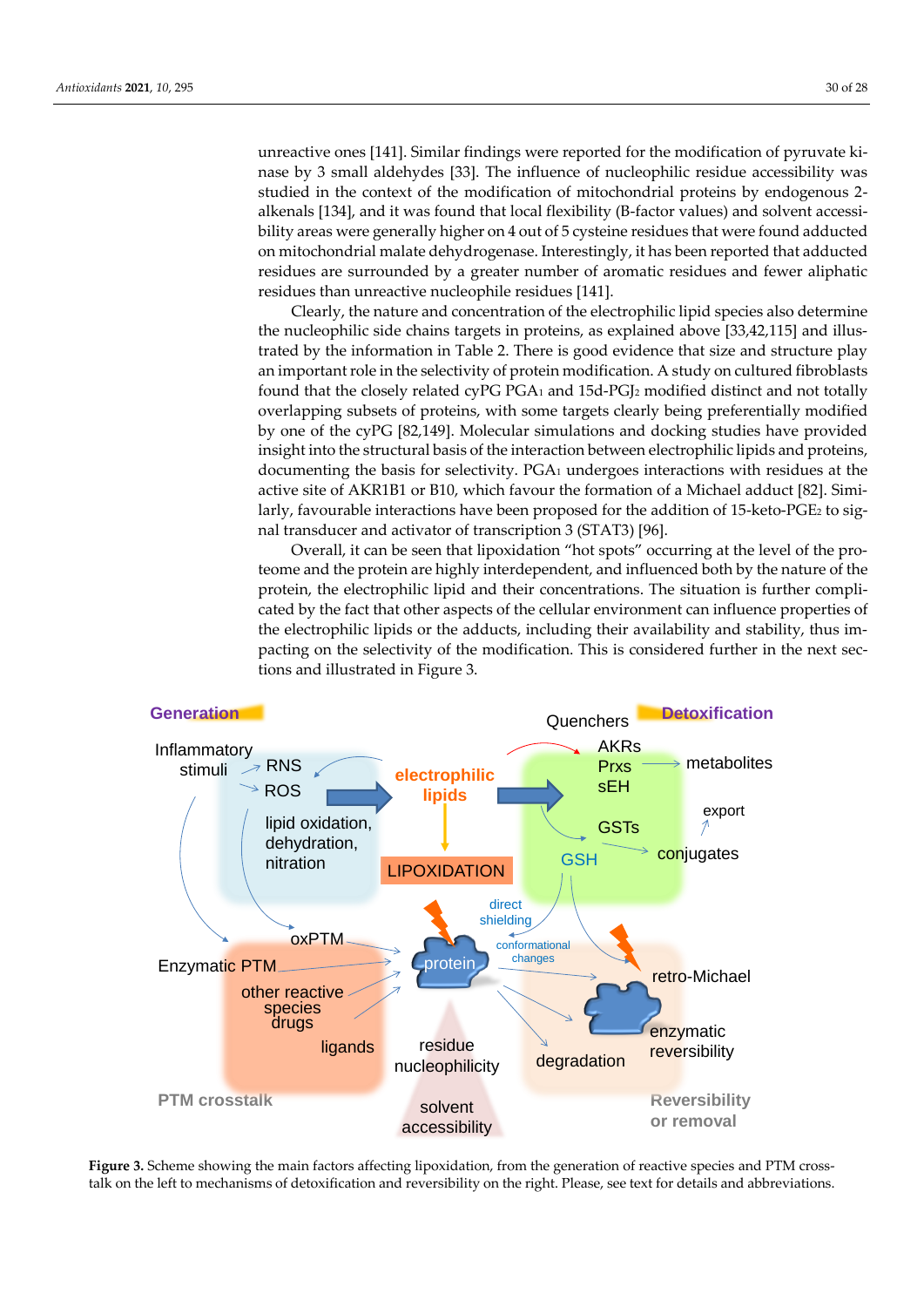unreactive ones [141]. Similar findings were reported for the modification of pyruvate kinase by 3 small aldehydes [33]. The influence of nucleophilic residue accessibility was studied in the context of the modification of mitochondrial proteins by endogenous 2-alkenals [134], and it was found that local flexibility (B-factor values) and solvent accessibility areas were generally higher on 4 out of 5 cysteine residues that were found adducted on mitochondrial malate dehydrogenase. Interestingly, it has been reported that adducted residues are surrounded by a greater number of aromatic residues and fewer aliphatic residues than unreactive nucleophile residues [141].

Clearly, the nature and concentration of the electrophilic lipid species also determine the nucleophilic side chains targets in proteins, as explained above [33,42,115] and illustrated by the information in Table 2. There is good evidence that size and structure play an important role in the selectivity of protein modification. A study on cultured fibroblasts found that the closely related cyPG $PGA_1$ and 15d-$PGJ_2$ modified distinct and not totally overlapping subsets of proteins, with some targets clearly being preferentially modified by one of the cyPG [82,149]. Molecular simulations and docking studies have provided insight into the structural basis of the interaction between electrophilic lipids and proteins, documenting the basis for selectivity. $PGA_1$ undergoes interactions with residues at the active site of AKR1B1 or B10, which favour the formation of a Michael adduct [82]. Similarly, favourable interactions have been proposed for the addition of 15-keto-$PGE_2$ to signal transducer and activator of transcription 3 (STAT3) [96].

Overall, it can be seen that lipoxidation "hot spots" occurring at the level of the proteome and the protein are highly interdependent, and influenced both by the nature of the protein, the electrophilic lipid and their concentrations. The situation is further complicated by the fact that other aspects of the cellular environment can influence properties of the electrophilic lipids or the adducts, including their availability and stability, thus impacting on the selectivity of the modification. This is considered further in the next sections and illustrated in Figure 3.

**Figure 3.** Scheme showing the main factors affecting lipoxidation, from the generation of reactive species and PTM crosstalk on the left to mechanisms of detoxification and reversibility on the right. Please, see text for details and abbreviations.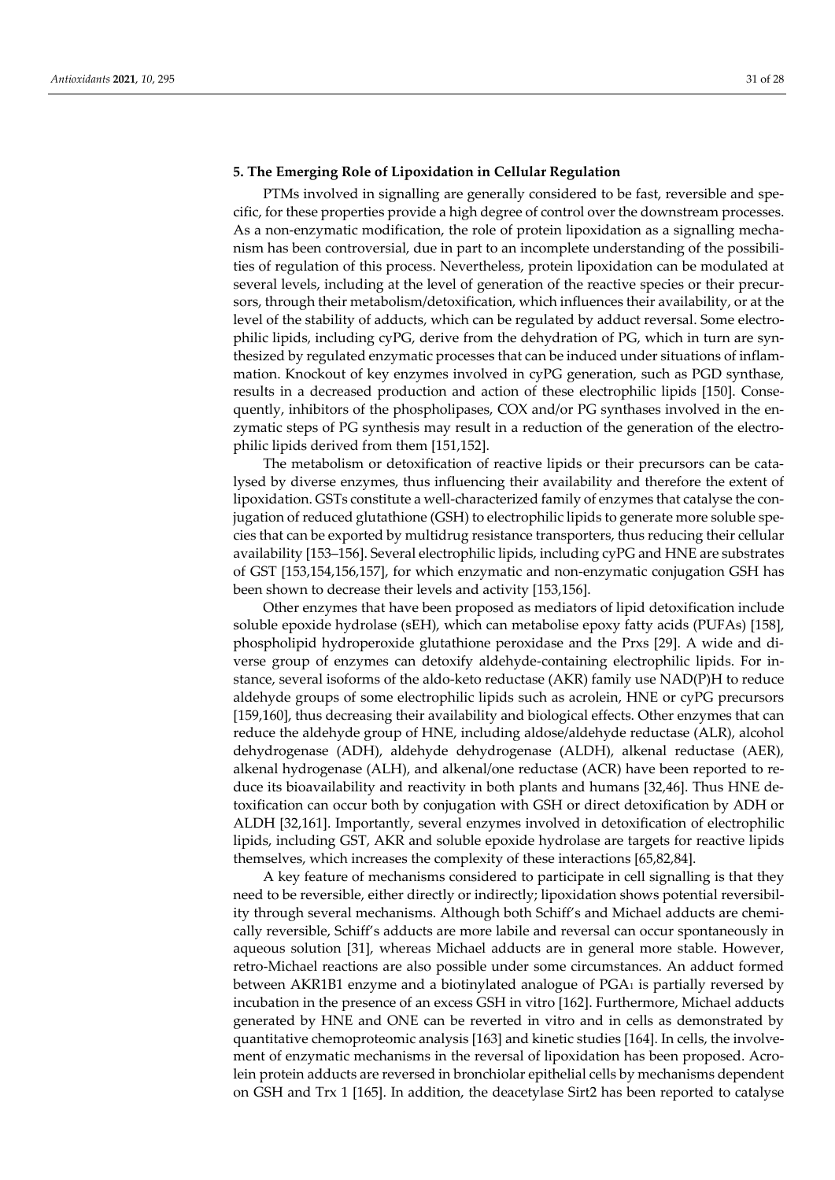## 5. The Emerging Role of Lipoxidation in Cellular Regulation

PTMs involved in signalling are generally considered to be fast, reversible and specific, for these properties provide a high degree of control over the downstream processes. As a non-enzymatic modification, the role of protein lipoxidation as a signalling mechanism has been controversial, due in part to an incomplete understanding of the possibilities of regulation of this process. Nevertheless, protein lipoxidation can be modulated at several levels, including at the level of generation of the reactive species or their precursors, through their metabolism/detoxification, which influences their availability, or at the level of the stability of adducts, which can be regulated by adduct reversal. Some electrophilic lipids, including cyPG, derive from the dehydration of PG, which in turn are synthesized by regulated enzymatic processes that can be induced under situations of inflammation. Knockout of key enzymes involved in cyPG generation, such as PGD synthase, results in a decreased production and action of these electrophilic lipids [150]. Consequently, inhibitors of the phospholipases, COX and/or PG synthases involved in the enzymatic steps of PG synthesis may result in a reduction of the generation of the electrophilic lipids derived from them [151,152].

The metabolism or detoxification of reactive lipids or their precursors can be catalysed by diverse enzymes, thus influencing their availability and therefore the extent of lipoxidation. GSTs constitute a well-characterized family of enzymes that catalyse the conjugation of reduced glutathione (GSH) to electrophilic lipids to generate more soluble species that can be exported by multidrug resistance transporters, thus reducing their cellular availability [153–156]. Several electrophilic lipids, including cyPG and HNE are substrates of GST [153,154,156,157], for which enzymatic and non-enzymatic conjugation GSH has been shown to decrease their levels and activity [153,156].

Other enzymes that have been proposed as mediators of lipid detoxification include soluble epoxide hydrolase (sEH), which can metabolise epoxy fatty acids (PUFAs) [158], phospholipid hydroperoxide glutathione peroxidase and the Prxs [29]. A wide and diverse group of enzymes can detoxify aldehyde-containing electrophilic lipids. For instance, several isoforms of the aldo-keto reductase (AKR) family use NAD(P)H to reduce aldehyde groups of some electrophilic lipids such as acrolein, HNE or cyPG precursors [159,160], thus decreasing their availability and biological effects. Other enzymes that can reduce the aldehyde group of HNE, including aldose/aldehyde reductase (ALR), alcohol dehydrogenase (ADH), aldehyde dehydrogenase (ALDH), alkenal reductase (AER), alkenal hydrogenase (ALH), and alkenal/one reductase (ACR) have been reported to reduce its bioavailability and reactivity in both plants and humans [32,46]. Thus HNE detoxification can occur both by conjugation with GSH or direct detoxification by ADH or ALDH [32,161]. Importantly, several enzymes involved in detoxification of electrophilic lipids, including GST, AKR and soluble epoxide hydrolase are targets for reactive lipids themselves, which increases the complexity of these interactions [65,82,84].

A key feature of mechanisms considered to participate in cell signalling is that they need to be reversible, either directly or indirectly; lipoxidation shows potential reversibility through several mechanisms. Although both Schiff's and Michael adducts are chemically reversible, Schiff's adducts are more labile and reversal can occur spontaneously in aqueous solution [31], whereas Michael adducts are in general more stable. However, retro-Michael reactions are also possible under some circumstances. An adduct formed between AKR1B1 enzyme and a biotinylated analogue of $PGA_1$ is partially reversed by incubation in the presence of an excess GSH in vitro [162]. Furthermore, Michael adducts generated by HNE and ONE can be reverted in vitro and in cells as demonstrated by quantitative chemoproteomic analysis [163] and kinetic studies [164]. In cells, the involvement of enzymatic mechanisms in the reversal of lipoxidation has been proposed. Acrolein protein adducts are reversed in bronchiolar epithelial cells by mechanisms dependent on GSH and Trx 1 [165]. In addition, the deacetylase Sirt2 has been reported to catalyse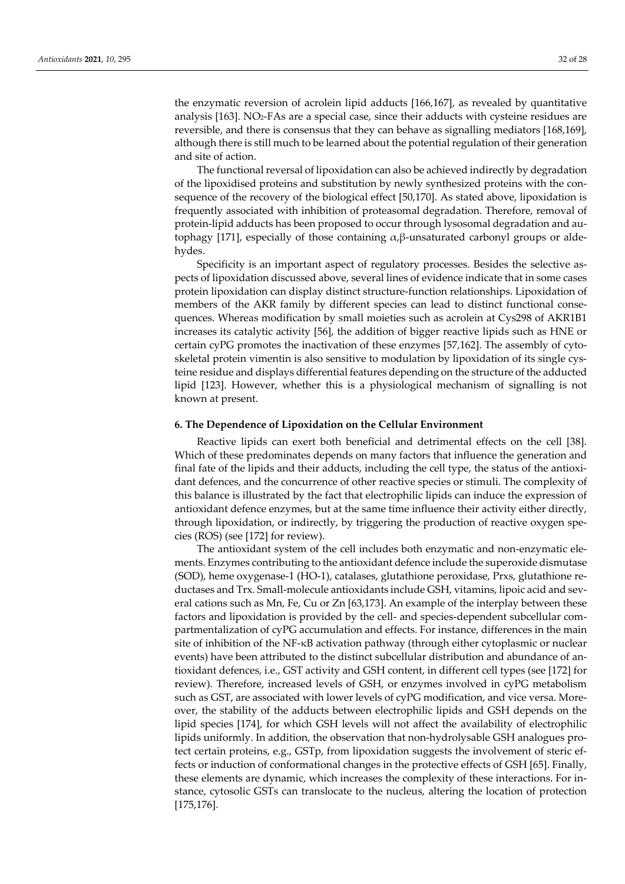the enzymatic reversion of acrolein lipid adducts [166,167], as revealed by quantitative analysis [163]. $NO_2$-FAs are a special case, since their adducts with cysteine residues are reversible, and there is consensus that they can behave as signalling mediators [168,169], although there is still much to be learned about the potential regulation of their generation and site of action.

The functional reversal of lipoxidation can also be achieved indirectly by degradation of the lipoxidised proteins and substitution by newly synthesized proteins with the consequence of the recovery of the biological effect [50,170]. As stated above, lipoxidation is frequently associated with inhibition of proteasomal degradation. Therefore, removal of protein-lipid adducts has been proposed to occur through lysosomal degradation and autophagy [171], especially of those containing $\alpha$,$\beta$-unsaturated carbonyl groups or aldehydes.

Specificity is an important aspect of regulatory processes. Besides the selective aspects of lipoxidation discussed above, several lines of evidence indicate that in some cases protein lipoxidation can display distinct structure-function relationships. Lipoxidation of members of the AKR family by different species can lead to distinct functional consequences. Whereas modification by small moieties such as acrolein at Cys298 of AKR1B1 increases its catalytic activity [56], the addition of bigger reactive lipids such as HNE or certain cyPG promotes the inactivation of these enzymes [57,162]. The assembly of cytoskeletal protein vimentin is also sensitive to modulation by lipoxidation of its single cysteine residue and displays differential features depending on the structure of the adducted lipid [123]. However, whether this is a physiological mechanism of signalling is not known at present.

## 6. The Dependence of Lipoxidation on the Cellular Environment

Reactive lipids can exert both beneficial and detrimental effects on the cell [38]. Which of these predominates depends on many factors that influence the generation and final fate of the lipids and their adducts, including the cell type, the status of the antioxidant defences, and the concurrence of other reactive species or stimuli. The complexity of this balance is illustrated by the fact that electrophilic lipids can induce the expression of antioxidant defence enzymes, but at the same time influence their activity either directly, through lipoxidation, or indirectly, by triggering the production of reactive oxygen species (ROS) (see [172] for review).

The antioxidant system of the cell includes both enzymatic and non-enzymatic elements. Enzymes contributing to the antioxidant defence include the superoxide dismutase (SOD), heme oxygenase-1 (HO-1), catalases, glutathione peroxidase, Prxs, glutathione reductases and Trx. Small-molecule antioxidants include GSH, vitamins, lipoic acid and several cations such as Mn, Fe, Cu or Zn [63,173]. An example of the interplay between these factors and lipoxidation is provided by the cell- and species-dependent subcellular compartmentalization of cyPG accumulation and effects. For instance, differences in the main site of inhibition of the NF-κB activation pathway (through either cytoplasmic or nuclear events) have been attributed to the distinct subcellular distribution and abundance of antioxidant defences, i.e., GST activity and GSH content, in different cell types (see [172] for review). Therefore, increased levels of GSH, or enzymes involved in cyPG metabolism such as GST, are associated with lower levels of cyPG modification, and vice versa. Moreover, the stability of the adducts between electrophilic lipids and GSH depends on the lipid species [174], for which GSH levels will not affect the availability of electrophilic lipids uniformly. In addition, the observation that non-hydrolysable GSH analogues protect certain proteins, e.g., GSTp, from lipoxidation suggests the involvement of steric effects or induction of conformational changes in the protective effects of GSH [65]. Finally, these elements are dynamic, which increases the complexity of these interactions. For instance, cytosolic GSTs can translocate to the nucleus, altering the location of protection [175,176].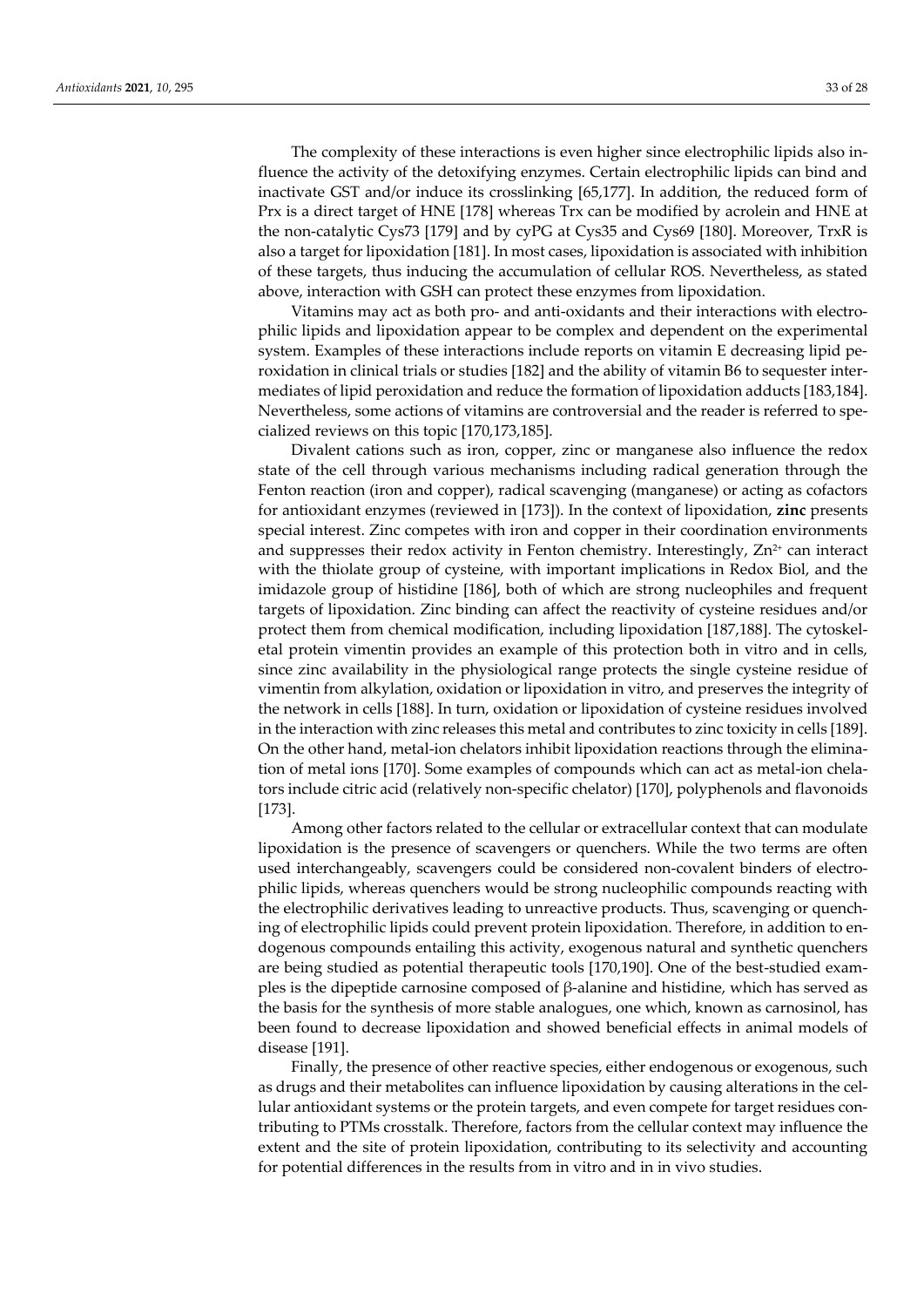The complexity of these interactions is even higher since electrophilic lipids also influence the activity of the detoxifying enzymes. Certain electrophilic lipids can bind and inactivate GST and/or induce its crosslinking [65,177]. In addition, the reduced form of Prx is a direct target of HNE [178] whereas Trx can be modified by acrolein and HNE at the non-catalytic Cys73 [179] and by cyPG at Cys35 and Cys69 [180]. Moreover, TrxR is also a target for lipoxidation [181]. In most cases, lipoxidation is associated with inhibition of these targets, thus inducing the accumulation of cellular ROS. Nevertheless, as stated above, interaction with GSH can protect these enzymes from lipoxidation.

Vitamins may act as both pro- and anti-oxidants and their interactions with electrophilic lipids and lipoxidation appear to be complex and dependent on the experimental system. Examples of these interactions include reports on vitamin E decreasing lipid peroxidation in clinical trials or studies [182] and the ability of vitamin B6 to sequester intermediates of lipid peroxidation and reduce the formation of lipoxidation adducts [183,184]. Nevertheless, some actions of vitamins are controversial and the reader is referred to specialized reviews on this topic [170,173,185].

Divalent cations such as iron, copper, zinc or manganese also influence the redox state of the cell through various mechanisms including radical generation through the Fenton reaction (iron and copper), radical scavenging (manganese) or acting as cofactors for antioxidant enzymes (reviewed in [173]). In the context of lipoxidation, **zinc** presents special interest. Zinc competes with iron and copper in their coordination environments and suppresses their redox activity in Fenton chemistry. Interestingly, $Zn^{2+}$ can interact with the thiolate group of cysteine, with important implications in Redox Biol, and the imidazole group of histidine [186], both of which are strong nucleophiles and frequent targets of lipoxidation. Zinc binding can affect the reactivity of cysteine residues and/or protect them from chemical modification, including lipoxidation [187,188]. The cytoskeletal protein vimentin provides an example of this protection both in vitro and in cells, since zinc availability in the physiological range protects the single cysteine residue of vimentin from alkylation, oxidation or lipoxidation in vitro, and preserves the integrity of the network in cells [188]. In turn, oxidation or lipoxidation of cysteine residues involved in the interaction with zinc releases this metal and contributes to zinc toxicity in cells [189]. On the other hand, metal-ion chelators inhibit lipoxidation reactions through the elimination of metal ions [170]. Some examples of compounds which can act as metal-ion chelators include citric acid (relatively non-specific chelator) [170], polyphenols and flavonoids [173].

Among other factors related to the cellular or extracellular context that can modulate lipoxidation is the presence of scavengers or quenchers. While the two terms are often used interchangeably, scavengers could be considered non-covalent binders of electrophilic lipids, whereas quenchers would be strong nucleophilic compounds reacting with the electrophilic derivatives leading to unreactive products. Thus, scavenging or quenching of electrophilic lipids could prevent protein lipoxidation. Therefore, in addition to endogenous compounds entailing this activity, exogenous natural and synthetic quenchers are being studied as potential therapeutic tools [170,190]. One of the best-studied examples is the dipeptide carnosine composed of β-alanine and histidine, which has served as the basis for the synthesis of more stable analogues, one which, known as carnosinol, has been found to decrease lipoxidation and showed beneficial effects in animal models of disease [191].

Finally, the presence of other reactive species, either endogenous or exogenous, such as drugs and their metabolites can influence lipoxidation by causing alterations in the cellular antioxidant systems or the protein targets, and even compete for target residues contributing to PTMs crosstalk. Therefore, factors from the cellular context may influence the extent and the site of protein lipoxidation, contributing to its selectivity and accounting for potential differences in the results from in vitro and in in vivo studies.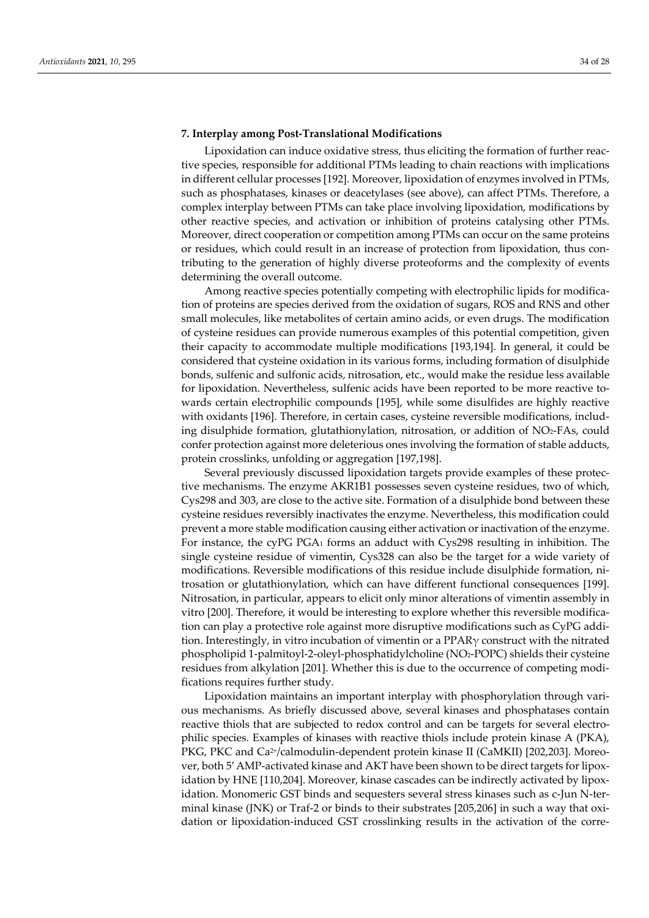## 7. Interplay among Post-Translational Modifications

Lipoxidation can induce oxidative stress, thus eliciting the formation of further reactive species, responsible for additional PTMs leading to chain reactions with implications in different cellular processes [192]. Moreover, lipoxidation of enzymes involved in PTMs, such as phosphatases, kinases or deacetylases (see above), can affect PTMs. Therefore, a complex interplay between PTMs can take place involving lipoxidation, modifications by other reactive species, and activation or inhibition of proteins catalysing other PTMs. Moreover, direct cooperation or competition among PTMs can occur on the same proteins or residues, which could result in an increase of protection from lipoxidation, thus contributing to the generation of highly diverse proteoforms and the complexity of events determining the overall outcome.

Among reactive species potentially competing with electrophilic lipids for modification of proteins are species derived from the oxidation of sugars, ROS and RNS and other small molecules, like metabolites of certain amino acids, or even drugs. The modification of cysteine residues can provide numerous examples of this potential competition, given their capacity to accommodate multiple modifications [193,194]. In general, it could be considered that cysteine oxidation in its various forms, including formation of disulphide bonds, sulfenic and sulfonic acids, nitrosation, etc., would make the residue less available for lipoxidation. Nevertheless, sulfenic acids have been reported to be more reactive towards certain electrophilic compounds [195], while some disulfides are highly reactive with oxidants [196]. Therefore, in certain cases, cysteine reversible modifications, including disulphide formation, glutathionylation, nitrosation, or addition of $NO_2$-FAs, could confer protection against more deleterious ones involving the formation of stable adducts, protein crosslinks, unfolding or aggregation [197,198].

Several previously discussed lipoxidation targets provide examples of these protective mechanisms. The enzyme AKR1B1 possesses seven cysteine residues, two of which, Cys298 and 303, are close to the active site. Formation of a disulphide bond between these cysteine residues reversibly inactivates the enzyme. Nevertheless, this modification could prevent a more stable modification causing either activation or inactivation of the enzyme. For instance, the cyPG $PGA_1$ forms an adduct with Cys298 resulting in inhibition. The single cysteine residue of vimentin, Cys328 can also be the target for a wide variety of modifications. Reversible modifications of this residue include disulphide formation, nitrosation or glutathionylation, which can have different functional consequences [199]. Nitrosation, in particular, appears to elicit only minor alterations of vimentin assembly in vitro [200]. Therefore, it would be interesting to explore whether this reversible modification can play a protective role against more disruptive modifications such as CyPG addition. Interestingly, in vitro incubation of vimentin or a PPARγ construct with the nitrated phospholipid 1-palmitoyl-2-oleyl-phosphatidylcholine ($NO_2$-POPC) shields their cysteine residues from alkylation [201]. Whether this is due to the occurrence of competing modifications requires further study.

Lipoxidation maintains an important interplay with phosphorylation through various mechanisms. As briefly discussed above, several kinases and phosphatases contain reactive thiols that are subjected to redox control and can be targets for several electrophilic species. Examples of kinases with reactive thiols include protein kinase A (PKA), PKG, PKC and $Ca^{2+}$/calmodulin-dependent protein kinase II (CaMKII) [202,203]. Moreover, both 5′ AMP-activated kinase and AKT have been shown to be direct targets for lipoxidation by HNE [110,204]. Moreover, kinase cascades can be indirectly activated by lipoxidation. Monomeric GST binds and sequesters several stress kinases such as c-Jun N-terminal kinase (JNK) or Traf-2 or binds to their substrates [205,206] in such a way that oxidation or lipoxidation-induced GST crosslinking results in the activation of the corre-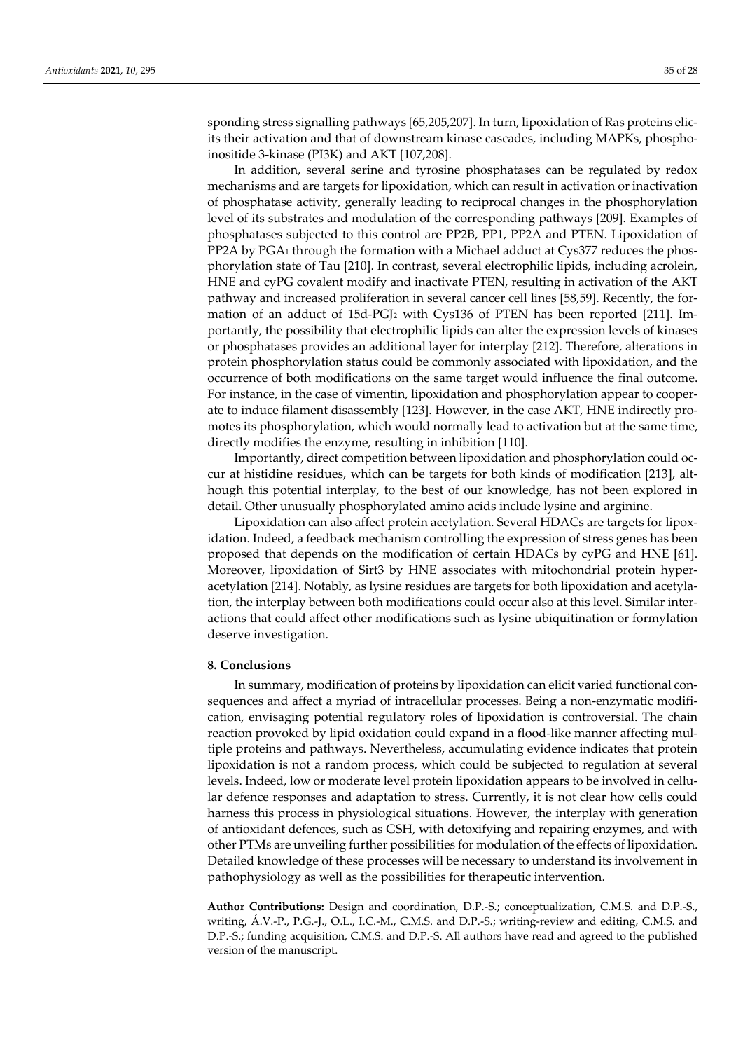sponding stress signalling pathways [65,205,207]. In turn, lipoxidation of Ras proteins elicits their activation and that of downstream kinase cascades, including MAPKs, phosphoinositide 3-kinase (PI3K) and AKT [107,208].

In addition, several serine and tyrosine phosphatases can be regulated by redox mechanisms and are targets for lipoxidation, which can result in activation or inactivation of phosphatase activity, generally leading to reciprocal changes in the phosphorylation level of its substrates and modulation of the corresponding pathways [209]. Examples of phosphatases subjected to this control are PP2B, PP1, PP2A and PTEN. Lipoxidation of PP2A by $PGA_1$ through the formation with a Michael adduct at Cys377 reduces the phosphorylation state of Tau [210]. In contrast, several electrophilic lipids, including acrolein, HNE and cyPG covalent modify and inactivate PTEN, resulting in activation of the AKT pathway and increased proliferation in several cancer cell lines [58,59]. Recently, the formation of an adduct of 15d-$PGJ_2$ with Cys136 of PTEN has been reported [211]. Importantly, the possibility that electrophilic lipids can alter the expression levels of kinases or phosphatases provides an additional layer for interplay [212]. Therefore, alterations in protein phosphorylation status could be commonly associated with lipoxidation, and the occurrence of both modifications on the same target would influence the final outcome. For instance, in the case of vimentin, lipoxidation and phosphorylation appear to cooperate to induce filament disassembly [123]. However, in the case AKT, HNE indirectly promotes its phosphorylation, which would normally lead to activation but at the same time, directly modifies the enzyme, resulting in inhibition [110].

Importantly, direct competition between lipoxidation and phosphorylation could occur at histidine residues, which can be targets for both kinds of modification [213], although this potential interplay, to the best of our knowledge, has not been explored in detail. Other unusually phosphorylated amino acids include lysine and arginine.

Lipoxidation can also affect protein acetylation. Several HDACs are targets for lipoxidation. Indeed, a feedback mechanism controlling the expression of stress genes has been proposed that depends on the modification of certain HDACs by cyPG and HNE [61]. Moreover, lipoxidation of Sirt3 by HNE associates with mitochondrial protein hyperacetylation [214]. Notably, as lysine residues are targets for both lipoxidation and acetylation, the interplay between both modifications could occur also at this level. Similar interactions that could affect other modifications such as lysine ubiquitination or formylation deserve investigation.

## 8. Conclusions

In summary, modification of proteins by lipoxidation can elicit varied functional consequences and affect a myriad of intracellular processes. Being a non-enzymatic modification, envisaging potential regulatory roles of lipoxidation is controversial. The chain reaction provoked by lipid oxidation could expand in a flood-like manner affecting multiple proteins and pathways. Nevertheless, accumulating evidence indicates that protein lipoxidation is not a random process, which could be subjected to regulation at several levels. Indeed, low or moderate level protein lipoxidation appears to be involved in cellular defence responses and adaptation to stress. Currently, it is not clear how cells could harness this process in physiological situations. However, the interplay with generation of antioxidant defences, such as GSH, with detoxifying and repairing enzymes, and with other PTMs are unveiling further possibilities for modulation of the effects of lipoxidation. Detailed knowledge of these processes will be necessary to understand its involvement in pathophysiology as well as the possibilities for therapeutic intervention.

**Author Contributions:** Design and coordination, D.P.-S.; conceptualization, C.M.S. and D.P.-S., writing, Á.V.-P., P.G.-J., O.L., I.C.-M., C.M.S. and D.P.-S.; writing-review and editing, C.M.S. and D.P.-S.; funding acquisition, C.M.S. and D.P.-S. All authors have read and agreed to the published version of the manuscript.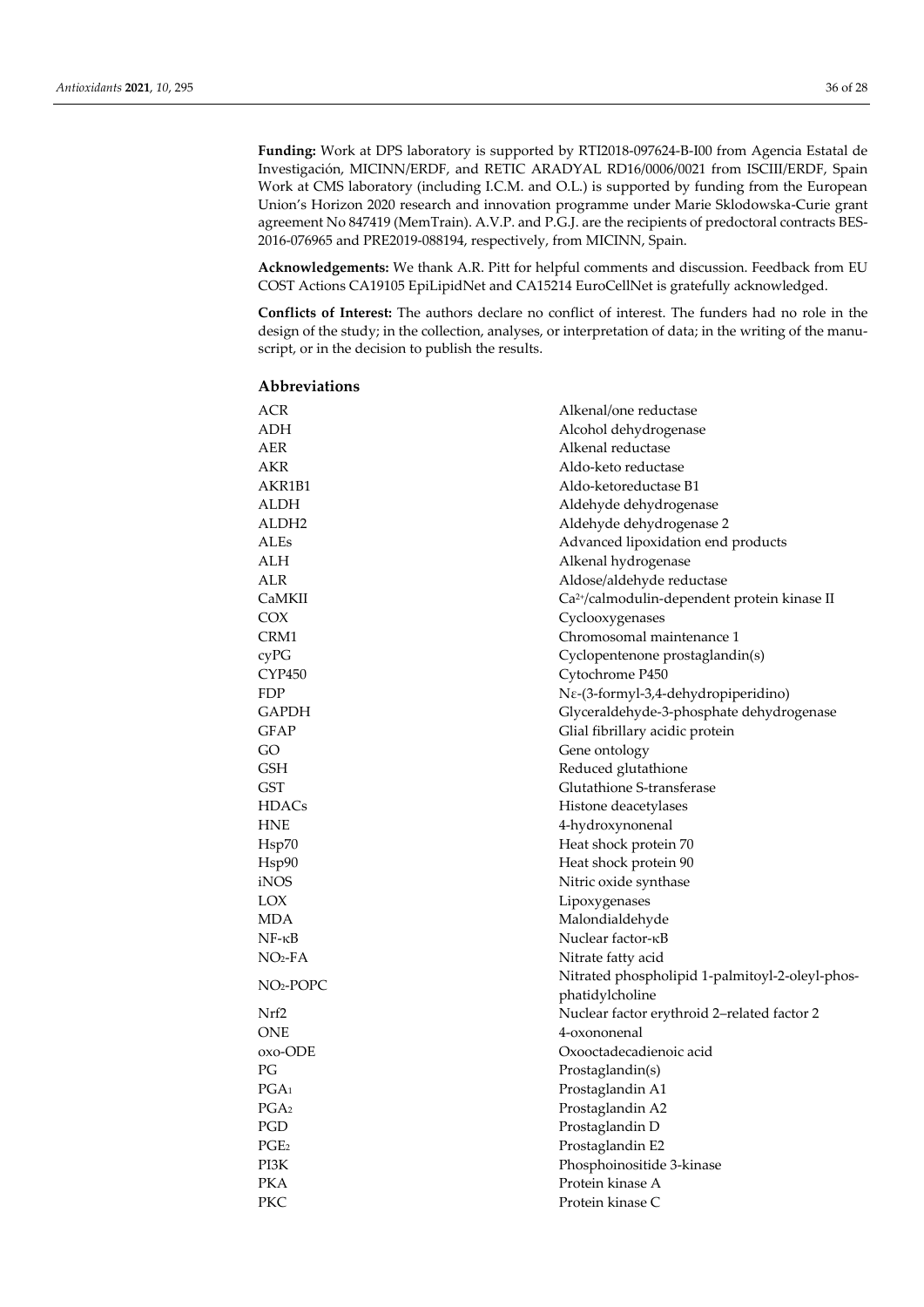**Funding:** Work at DPS laboratory is supported by RTI2018-097624-B-I00 from Agencia Estatal de Investigación, MICINN/ERDF, and RETIC ARADYAL RD16/0006/0021 from ISCIII/ERDF, Spain Work at CMS laboratory (including I.C.M. and O.L.) is supported by funding from the European Union's Horizon 2020 research and innovation programme under Marie Sklodowska-Curie grant agreement No 847419 (MemTrain). A.V.P. and P.G.J. are the recipients of predoctoral contracts BES-2016-076965 and PRE2019-088194, respectively, from MICINN, Spain.

**Acknowledgements:** We thank A.R. Pitt for helpful comments and discussion. Feedback from EU COST Actions CA19105 EpiLipidNet and CA15214 EuroCellNet is gratefully acknowledged.

**Conflicts of Interest:** The authors declare no conflict of interest. The funders had no role in the design of the study; in the collection, analyses, or interpretation of data; in the writing of the manuscript, or in the decision to publish the results.

## Abbreviations

| | |
|---|---|
| ACR | Alkenal/one reductase |
| ADH | Alcohol dehydrogenase |
| AER | Alkenal reductase |
| AKR | Aldo-keto reductase |
| AKR1B1 | Aldo-ketoreductase B1 |
| ALDH | Aldehyde dehydrogenase |
| ALDH2 | Aldehyde dehydrogenase 2 |
| ALEs | Advanced lipoxidation end products |
| ALH | Alkenal hydrogenase |
| ALR | Aldose/aldehyde reductase |
| CaMKII | $Ca^{2+}$/calmodulin-dependent protein kinase II |
| COX | Cyclooxygenases |
| CRM1 | Chromosomal maintenance 1 |
| cyPG | Cyclopentenone prostaglandin(s) |
| CYP450 | Cytochrome P450 |
| FDP | Nε-(3-formyl-3,4-dehydropiperidino) |
| GAPDH | Glyceraldehyde-3-phosphate dehydrogenase |
| GFAP | Glial fibrillary acidic protein |
| GO | Gene ontology |
| GSH | Reduced glutathione |
| GST | Glutathione S-transferase |
| HDACs | Histone deacetylases |
| HNE | 4-hydroxynonenal |
| Hsp70 | Heat shock protein 70 |
| Hsp90 | Heat shock protein 90 |
| iNOS | Nitric oxide synthase |
| LOX | Lipoxygenases |
| MDA | Malondialdehyde |
| NF-κB | Nuclear factor-κB |
| $NO_2$-FA | Nitrate fatty acid |
| $NO_2$-POPC | Nitrated phospholipid 1-palmitoyl-2-oleyl-phosphatidylcholine |
| Nrf2 | Nuclear factor erythroid 2–related factor 2 |
| ONE | 4-oxononenal |
| oxo-ODE | Oxooctadecadienoic acid |
| PG | Prostaglandin(s) |
| $PGA_1$ | Prostaglandin A1 |
| $PGA_2$ | Prostaglandin A2 |
| PGD | Prostaglandin D |
| $PGE_2$ | Prostaglandin E2 |
| PI3K | Phosphoinositide 3-kinase |
| PKA | Protein kinase A |
| PKC | Protein kinase C |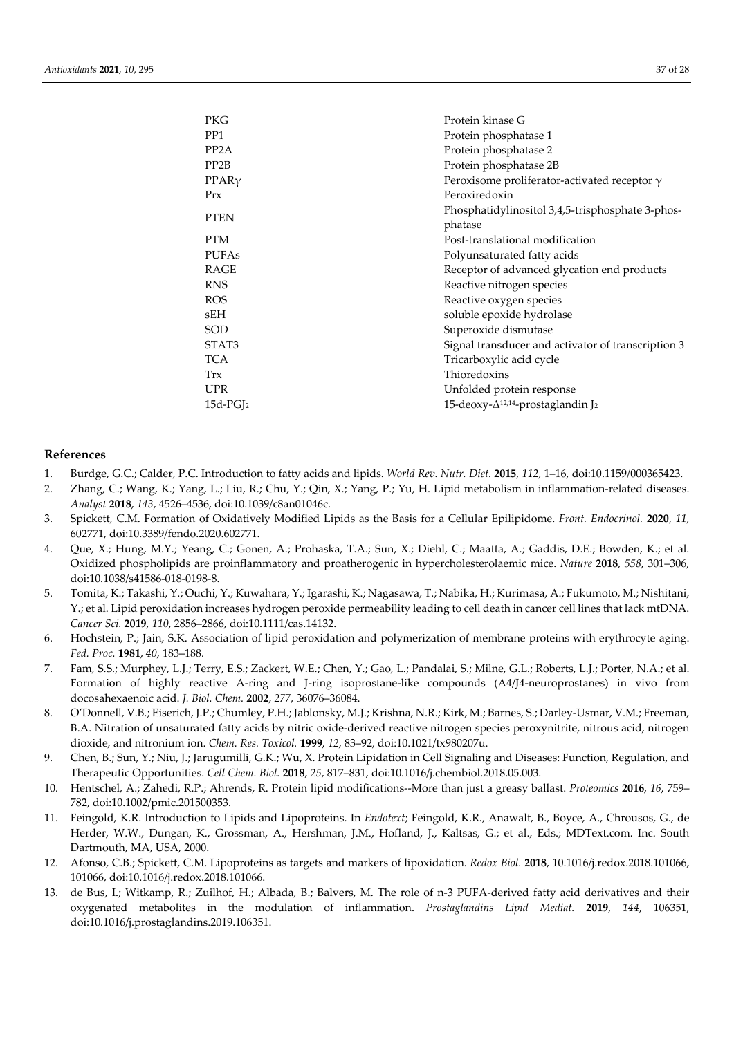| | |
|---|---|
| PKG | Protein kinase G |
| PP1 | Protein phosphatase 1 |
| PP2A | Protein phosphatase 2 |
| PP2B | Protein phosphatase 2B |
| PPARγ | Peroxisome proliferator-activated receptor γ |
| Prx | Peroxiredoxin |
| PTEN | Phosphatidylinositol 3,4,5-trisphosphate 3-phosphatase |
| PTM | Post-translational modification |
| PUFAs | Polyunsaturated fatty acids |
| RAGE | Receptor of advanced glycation end products |
| RNS | Reactive nitrogen species |
| ROS | Reactive oxygen species |
| sEH | soluble epoxide hydrolase |
| SOD | Superoxide dismutase |
| STAT3 | Signal transducer and activator of transcription 3 |
| TCA | Tricarboxylic acid cycle |
| Trx | Thioredoxins |
| UPR | Unfolded protein response |
| 15d-$PGJ_2$ | 15-deoxy-$\Delta^{12,14}$-prostaglandin $J_2$ |

## References

1. Burdge, G.C.; Calder, P.C. Introduction to fatty acids and lipids. *World Rev. Nutr. Diet.* **2015**, *112*, 1–16, doi:10.1159/000365423.
2. Zhang, C.; Wang, K.; Yang, L.; Liu, R.; Chu, Y.; Qin, X.; Yang, P.; Yu, H. Lipid metabolism in inflammation-related diseases. *Analyst* **2018**, *143*, 4526–4536, doi:10.1039/c8an01046c.
3. Spickett, C.M. Formation of Oxidatively Modified Lipids as the Basis for a Cellular Epilipidome. *Front. Endocrinol.* **2020**, *11*, 602771, doi:10.3389/fendo.2020.602771.
4. Que, X.; Hung, M.Y.; Yeang, C.; Gonen, A.; Prohaska, T.A.; Sun, X.; Diehl, C.; Maatta, A.; Gaddis, D.E.; Bowden, K.; et al. Oxidized phospholipids are proinflammatory and proatherogenic in hypercholesterolaemic mice. *Nature* **2018**, *558*, 301–306, doi:10.1038/s41586-018-0198-8.
5. Tomita, K.; Takashi, Y.; Ouchi, Y.; Kuwahara, Y.; Igarashi, K.; Nagasawa, T.; Nabika, H.; Kurimasa, A.; Fukumoto, M.; Nishitani, Y.; et al. Lipid peroxidation increases hydrogen peroxide permeability leading to cell death in cancer cell lines that lack mtDNA. *Cancer Sci.* **2019**, *110*, 2856–2866, doi:10.1111/cas.14132.
6. Hochstein, P.; Jain, S.K. Association of lipid peroxidation and polymerization of membrane proteins with erythrocyte aging. *Fed. Proc.* **1981**, *40*, 183–188.
7. Fam, S.S.; Murphey, L.J.; Terry, E.S.; Zackert, W.E.; Chen, Y.; Gao, L.; Pandalai, S.; Milne, G.L.; Roberts, L.J.; Porter, N.A.; et al. Formation of highly reactive A-ring and J-ring isoprostane-like compounds (A4/J4-neuroprostanes) in vivo from docosahexaenoic acid. *J. Biol. Chem.* **2002**, *277*, 36076–36084.
8. O'Donnell, V.B.; Eiserich, J.P.; Chumley, P.H.; Jablonsky, M.J.; Krishna, N.R.; Kirk, M.; Barnes, S.; Darley-Usmar, V.M.; Freeman, B.A. Nitration of unsaturated fatty acids by nitric oxide-derived reactive nitrogen species peroxynitrite, nitrous acid, nitrogen dioxide, and nitronium ion. *Chem. Res. Toxicol.* **1999**, *12*, 83–92, doi:10.1021/tx980207u.
9. Chen, B.; Sun, Y.; Niu, J.; Jarugumilli, G.K.; Wu, X. Protein Lipidation in Cell Signaling and Diseases: Function, Regulation, and Therapeutic Opportunities. *Cell Chem. Biol.* **2018**, *25*, 817–831, doi:10.1016/j.chembiol.2018.05.003.
10. Hentschel, A.; Zahedi, R.P.; Ahrends, R. Protein lipid modifications--More than just a greasy ballast. *Proteomics* **2016**, *16*, 759–782, doi:10.1002/pmic.201500353.
11. Feingold, K.R. Introduction to Lipids and Lipoproteins. In *Endotext*; Feingold, K.R., Anawalt, B., Boyce, A., Chrousos, G., de Herder, W.W., Dungan, K., Grossman, A., Hershman, J.M., Hofland, J., Kaltsas, G.; et al., Eds.; MDText.com. Inc. South Dartmouth, MA, USA, 2000.
12. Afonso, C.B.; Spickett, C.M. Lipoproteins as targets and markers of lipoxidation. *Redox Biol.* **2018**, 10.1016/j.redox.2018.101066, 101066, doi:10.1016/j.redox.2018.101066.
13. de Bus, I.; Witkamp, R.; Zuilhof, H.; Albada, B.; Balvers, M. The role of n-3 PUFA-derived fatty acid derivatives and their oxygenated metabolites in the modulation of inflammation. *Prostaglandins Lipid Mediat.* **2019**, *144*, 106351, doi:10.1016/j.prostaglandins.2019.106351.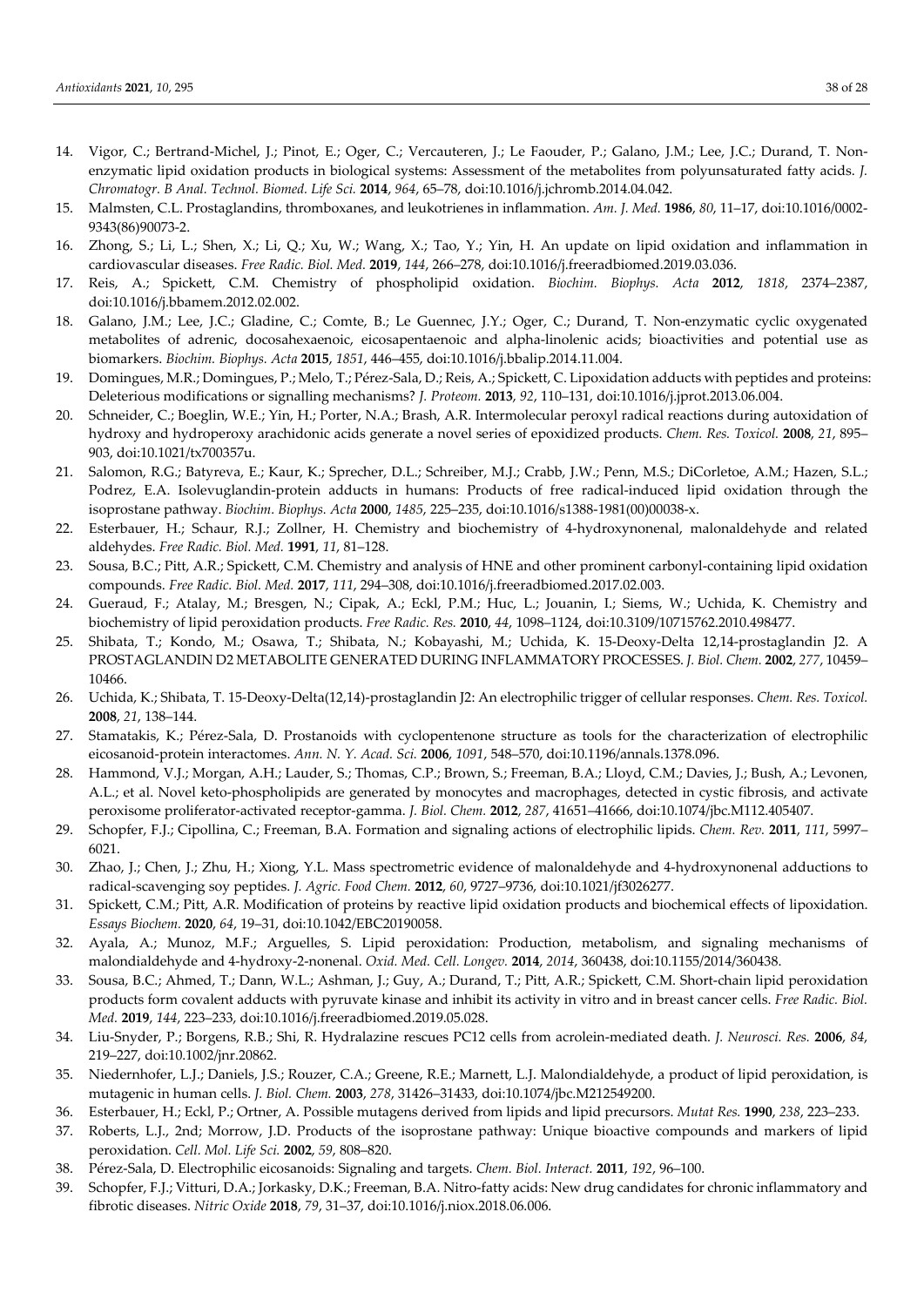14. Vigor, C.; Bertrand-Michel, J.; Pinot, E.; Oger, C.; Vercauteren, J.; Le Faouder, P.; Galano, J.M.; Lee, J.C.; Durand, T. Non-enzymatic lipid oxidation products in biological systems: Assessment of the metabolites from polyunsaturated fatty acids. *J. Chromatogr. B Anal. Technol. Biomed. Life Sci.* **2014**, *964*, 65–78, doi:10.1016/j.jchromb.2014.04.042.
15. Malmsten, C.L. Prostaglandins, thromboxanes, and leukotrienes in inflammation. *Am. J. Med.* **1986**, *80*, 11–17, doi:10.1016/0002-9343(86)90073-2.
16. Zhong, S.; Li, L.; Shen, X.; Li, Q.; Xu, W.; Wang, X.; Tao, Y.; Yin, H. An update on lipid oxidation and inflammation in cardiovascular diseases. *Free Radic. Biol. Med.* **2019**, *144*, 266–278, doi:10.1016/j.freeradbiomed.2019.03.036.
17. Reis, A.; Spickett, C.M. Chemistry of phospholipid oxidation. *Biochim. Biophys. Acta* **2012**, *1818*, 2374–2387, doi:10.1016/j.bbamem.2012.02.002.
18. Galano, J.M.; Lee, J.C.; Gladine, C.; Comte, B.; Le Guennec, J.Y.; Oger, C.; Durand, T. Non-enzymatic cyclic oxygenated metabolites of adrenic, docosahexaenoic, eicosapentaenoic and alpha-linolenic acids; bioactivities and potential use as biomarkers. *Biochim. Biophys. Acta* **2015**, *1851*, 446–455, doi:10.1016/j.bbalip.2014.11.004.
19. Domingues, M.R.; Domingues, P.; Melo, T.; Pérez-Sala, D.; Reis, A.; Spickett, C. Lipoxidation adducts with peptides and proteins: Deleterious modifications or signalling mechanisms? *J. Proteom.* **2013**, *92*, 110–131, doi:10.1016/j.jprot.2013.06.004.
20. Schneider, C.; Boeglin, W.E.; Yin, H.; Porter, N.A.; Brash, A.R. Intermolecular peroxyl radical reactions during autoxidation of hydroxy and hydroperoxy arachidonic acids generate a novel series of epoxidized products. *Chem. Res. Toxicol.* **2008**, *21*, 895–903, doi:10.1021/tx700357u.
21. Salomon, R.G.; Batyreva, E.; Kaur, K.; Sprecher, D.L.; Schreiber, M.J.; Crabb, J.W.; Penn, M.S.; DiCorletoe, A.M.; Hazen, S.L.; Podrez, E.A. Isolevuglandin-protein adducts in humans: Products of free radical-induced lipid oxidation through the isoprostane pathway. *Biochim. Biophys. Acta* **2000**, *1485*, 225–235, doi:10.1016/s1388-1981(00)00038-x.
22. Esterbauer, H.; Schaur, R.J.; Zollner, H. Chemistry and biochemistry of 4-hydroxynonenal, malonaldehyde and related aldehydes. *Free Radic. Biol. Med.* **1991**, *11*, 81–128.
23. Sousa, B.C.; Pitt, A.R.; Spickett, C.M. Chemistry and analysis of HNE and other prominent carbonyl-containing lipid oxidation compounds. *Free Radic. Biol. Med.* **2017**, *111*, 294–308, doi:10.1016/j.freeradbiomed.2017.02.003.
24. Gueraud, F.; Atalay, M.; Bresgen, N.; Cipak, A.; Eckl, P.M.; Huc, L.; Jouanin, I.; Siems, W.; Uchida, K. Chemistry and biochemistry of lipid peroxidation products. *Free Radic. Res.* **2010**, *44*, 1098–1124, doi:10.3109/10715762.2010.498477.
25. Shibata, T.; Kondo, M.; Osawa, T.; Shibata, N.; Kobayashi, M.; Uchida, K. 15-Deoxy-Delta 12,14-prostaglandin J2. A PROSTAGLANDIN D2 METABOLITE GENERATED DURING INFLAMMATORY PROCESSES. *J. Biol. Chem.* **2002**, *277*, 10459–10466.
26. Uchida, K.; Shibata, T. 15-Deoxy-Delta(12,14)-prostaglandin J2: An electrophilic trigger of cellular responses. *Chem. Res. Toxicol.* **2008**, *21*, 138–144.
27. Stamatakis, K.; Pérez-Sala, D. Prostanoids with cyclopentenone structure as tools for the characterization of electrophilic eicosanoid-protein interactomes. *Ann. N. Y. Acad. Sci.* **2006**, *1091*, 548–570, doi:10.1196/annals.1378.096.
28. Hammond, V.J.; Morgan, A.H.; Lauder, S.; Thomas, C.P.; Brown, S.; Freeman, B.A.; Lloyd, C.M.; Davies, J.; Bush, A.; Levonen, A.L.; et al. Novel keto-phospholipids are generated by monocytes and macrophages, detected in cystic fibrosis, and activate peroxisome proliferator-activated receptor-gamma. *J. Biol. Chem.* **2012**, *287*, 41651–41666, doi:10.1074/jbc.M112.405407.
29. Schopfer, F.J.; Cipollina, C.; Freeman, B.A. Formation and signaling actions of electrophilic lipids. *Chem. Rev.* **2011**, *111*, 5997–6021.
30. Zhao, J.; Chen, J.; Zhu, H.; Xiong, Y.L. Mass spectrometric evidence of malonaldehyde and 4-hydroxynonenal adductions to radical-scavenging soy peptides. *J. Agric. Food Chem.* **2012**, *60*, 9727–9736, doi:10.1021/jf3026277.
31. Spickett, C.M.; Pitt, A.R. Modification of proteins by reactive lipid oxidation products and biochemical effects of lipoxidation. *Essays Biochem.* **2020**, *64*, 19–31, doi:10.1042/EBC20190058.
32. Ayala, A.; Munoz, M.F.; Arguelles, S. Lipid peroxidation: Production, metabolism, and signaling mechanisms of malondialdehyde and 4-hydroxy-2-nonenal. *Oxid. Med. Cell. Longev.* **2014**, *2014*, 360438, doi:10.1155/2014/360438.
33. Sousa, B.C.; Ahmed, T.; Dann, W.L.; Ashman, J.; Guy, A.; Durand, T.; Pitt, A.R.; Spickett, C.M. Short-chain lipid peroxidation products form covalent adducts with pyruvate kinase and inhibit its activity in vitro and in breast cancer cells. *Free Radic. Biol. Med.* **2019**, *144*, 223–233, doi:10.1016/j.freeradbiomed.2019.05.028.
34. Liu-Snyder, P.; Borgens, R.B.; Shi, R. Hydralazine rescues PC12 cells from acrolein-mediated death. *J. Neurosci. Res.* **2006**, *84*, 219–227, doi:10.1002/jnr.20862.
35. Niedernhofer, L.J.; Daniels, J.S.; Rouzer, C.A.; Greene, R.E.; Marnett, L.J. Malondialdehyde, a product of lipid peroxidation, is mutagenic in human cells. *J. Biol. Chem.* **2003**, *278*, 31426–31433, doi:10.1074/jbc.M212549200.
36. Esterbauer, H.; Eckl, P.; Ortner, A. Possible mutagens derived from lipids and lipid precursors. *Mutat Res.* **1990**, *238*, 223–233.
37. Roberts, L.J., 2nd; Morrow, J.D. Products of the isoprostane pathway: Unique bioactive compounds and markers of lipid peroxidation. *Cell. Mol. Life Sci.* **2002**, *59*, 808–820.
38. Pérez-Sala, D. Electrophilic eicosanoids: Signaling and targets. *Chem. Biol. Interact.* **2011**, *192*, 96–100.
39. Schopfer, F.J.; Vitturi, D.A.; Jorkasky, D.K.; Freeman, B.A. Nitro-fatty acids: New drug candidates for chronic inflammatory and fibrotic diseases. *Nitric Oxide* **2018**, *79*, 31–37, doi:10.1016/j.niox.2018.06.006.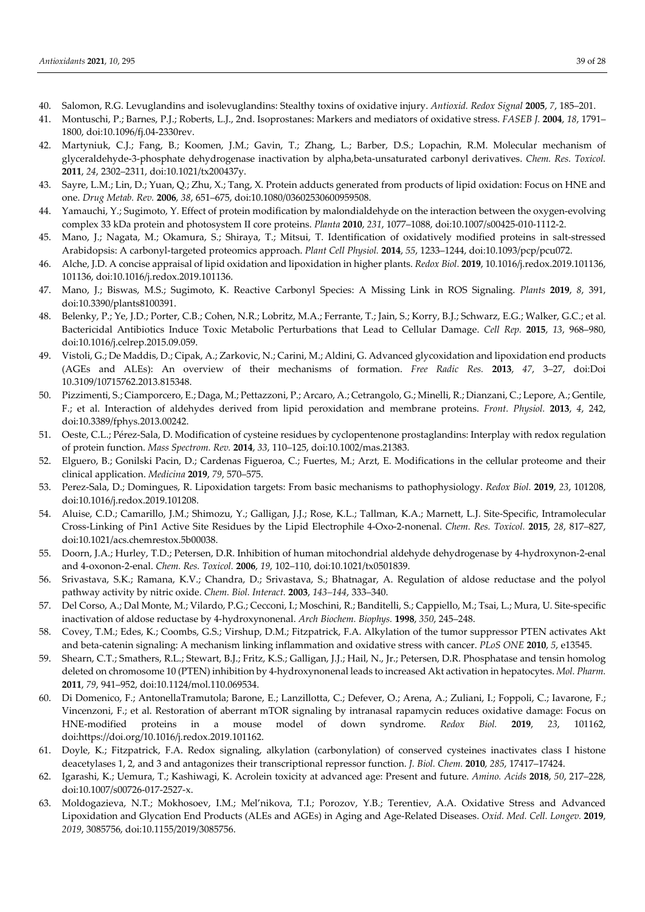40. Salomon, R.G. Levuglandins and isolevuglandins: Stealthy toxins of oxidative injury. *Antioxid. Redox Signal* **2005**, *7*, 185–201.
41. Montuschi, P.; Barnes, P.J.; Roberts, L.J., 2nd. Isoprostanes: Markers and mediators of oxidative stress. *FASEB J.* **2004**, *18*, 1791–1800, doi:10.1096/fj.04-2330rev.
42. Martyniuk, C.J.; Fang, B.; Koomen, J.M.; Gavin, T.; Zhang, L.; Barber, D.S.; Lopachin, R.M. Molecular mechanism of glyceraldehyde-3-phosphate dehydrogenase inactivation by alpha,beta-unsaturated carbonyl derivatives. *Chem. Res. Toxicol.* **2011**, *24*, 2302–2311, doi:10.1021/tx200437y.
43. Sayre, L.M.; Lin, D.; Yuan, Q.; Zhu, X.; Tang, X. Protein adducts generated from products of lipid oxidation: Focus on HNE and one. *Drug Metab. Rev.* **2006**, *38*, 651–675, doi:10.1080/03602530600959508.
44. Yamauchi, Y.; Sugimoto, Y. Effect of protein modification by malondialdehyde on the interaction between the oxygen-evolving complex 33 kDa protein and photosystem II core proteins. *Planta* **2010**, *231*, 1077–1088, doi:10.1007/s00425-010-1112-2.
45. Mano, J.; Nagata, M.; Okamura, S.; Shiraya, T.; Mitsui, T. Identification of oxidatively modified proteins in salt-stressed Arabidopsis: A carbonyl-targeted proteomics approach. *Plant Cell Physiol.* **2014**, *55*, 1233–1244, doi:10.1093/pcp/pcu072.
46. Alche, J.D. A concise appraisal of lipid oxidation and lipoxidation in higher plants. *Redox Biol.* **2019**, 10.1016/j.redox.2019.101136, 101136, doi:10.1016/j.redox.2019.101136.
47. Mano, J.; Biswas, M.S.; Sugimoto, K. Reactive Carbonyl Species: A Missing Link in ROS Signaling. *Plants* **2019**, *8*, 391, doi:10.3390/plants8100391.
48. Belenky, P.; Ye, J.D.; Porter, C.B.; Cohen, N.R.; Lobritz, M.A.; Ferrante, T.; Jain, S.; Korry, B.J.; Schwarz, E.G.; Walker, G.C.; et al. Bactericidal Antibiotics Induce Toxic Metabolic Perturbations that Lead to Cellular Damage. *Cell Rep.* **2015**, *13*, 968–980, doi:10.1016/j.celrep.2015.09.059.
49. Vistoli, G.; De Maddis, D.; Cipak, A.; Zarkovic, N.; Carini, M.; Aldini, G. Advanced glycoxidation and lipoxidation end products (AGEs and ALEs): An overview of their mechanisms of formation. *Free Radic Res.* **2013**, *47*, 3–27, doi:Doi 10.3109/10715762.2013.815348.
50. Pizzimenti, S.; Ciamporcero, E.; Daga, M.; Pettazzoni, P.; Arcaro, A.; Cetrangolo, G.; Minelli, R.; Dianzani, C.; Lepore, A.; Gentile, F.; et al. Interaction of aldehydes derived from lipid peroxidation and membrane proteins. *Front. Physiol.* **2013**, *4*, 242, doi:10.3389/fphys.2013.00242.
51. Oeste, C.L.; Pérez-Sala, D. Modification of cysteine residues by cyclopentenone prostaglandins: Interplay with redox regulation of protein function. *Mass Spectrom. Rev.* **2014**, *33*, 110–125, doi:10.1002/mas.21383.
52. Elguero, B.; Gonilski Pacin, D.; Cardenas Figueroa, C.; Fuertes, M.; Arzt, E. Modifications in the cellular proteome and their clinical application. *Medicina* **2019**, *79*, 570–575.
53. Perez-Sala, D.; Domingues, R. Lipoxidation targets: From basic mechanisms to pathophysiology. *Redox Biol.* **2019**, *23*, 101208, doi:10.1016/j.redox.2019.101208.
54. Aluise, C.D.; Camarillo, J.M.; Shimozu, Y.; Galligan, J.J.; Rose, K.L.; Tallman, K.A.; Marnett, L.J. Site-Specific, Intramolecular Cross-Linking of Pin1 Active Site Residues by the Lipid Electrophile 4-Oxo-2-nonenal. *Chem. Res. Toxicol.* **2015**, *28*, 817–827, doi:10.1021/acs.chemrestox.5b00038.
55. Doorn, J.A.; Hurley, T.D.; Petersen, D.R. Inhibition of human mitochondrial aldehyde dehydrogenase by 4-hydroxynon-2-enal and 4-oxonon-2-enal. *Chem. Res. Toxicol.* **2006**, *19*, 102–110, doi:10.1021/tx0501839.
56. Srivastava, S.K.; Ramana, K.V.; Chandra, D.; Srivastava, S.; Bhatnagar, A. Regulation of aldose reductase and the polyol pathway activity by nitric oxide. *Chem. Biol. Interact.* **2003**, *143–144*, 333–340.
57. Del Corso, A.; Dal Monte, M.; Vilardo, P.G.; Cecconi, I.; Moschini, R.; Banditelli, S.; Cappiello, M.; Tsai, L.; Mura, U. Site-specific inactivation of aldose reductase by 4-hydroxynonenal. *Arch Biochem. Biophys.* **1998**, *350*, 245–248.
58. Covey, T.M.; Edes, K.; Coombs, G.S.; Virshup, D.M.; Fitzpatrick, F.A. Alkylation of the tumor suppressor PTEN activates Akt and beta-catenin signaling: A mechanism linking inflammation and oxidative stress with cancer. *PLoS ONE* **2010**, *5*, e13545.
59. Shearn, C.T.; Smathers, R.L.; Stewart, B.J.; Fritz, K.S.; Galligan, J.J.; Hail, N., Jr.; Petersen, D.R. Phosphatase and tensin homolog deleted on chromosome 10 (PTEN) inhibition by 4-hydroxynonenal leads to increased Akt activation in hepatocytes. *Mol. Pharm.* **2011**, *79*, 941–952, doi:10.1124/mol.110.069534.
60. Di Domenico, F.; AntonellaTramutola; Barone, E.; Lanzillotta, C.; Defever, O.; Arena, A.; Zuliani, I.; Foppoli, C.; Iavarone, F.; Vincenzoni, F.; et al. Restoration of aberrant mTOR signaling by intranasal rapamycin reduces oxidative damage: Focus on HNE-modified proteins in a mouse model of down syndrome. *Redox Biol.* **2019**, *23*, 101162, doi:https://doi.org/10.1016/j.redox.2019.101162.
61. Doyle, K.; Fitzpatrick, F.A. Redox signaling, alkylation (carbonylation) of conserved cysteines inactivates class I histone deacetylases 1, 2, and 3 and antagonizes their transcriptional repressor function. *J. Biol. Chem.* **2010**, *285*, 17417–17424.
62. Igarashi, K.; Uemura, T.; Kashiwagi, K. Acrolein toxicity at advanced age: Present and future. *Amino. Acids* **2018**, *50*, 217–228, doi:10.1007/s00726-017-2527-x.
63. Moldogazieva, N.T.; Mokhosoev, I.M.; Mel'nikova, T.I.; Porozov, Y.B.; Terentiev, A.A. Oxidative Stress and Advanced Lipoxidation and Glycation End Products (ALEs and AGEs) in Aging and Age-Related Diseases. *Oxid. Med. Cell. Longev.* **2019**, *2019*, 3085756, doi:10.1155/2019/3085756.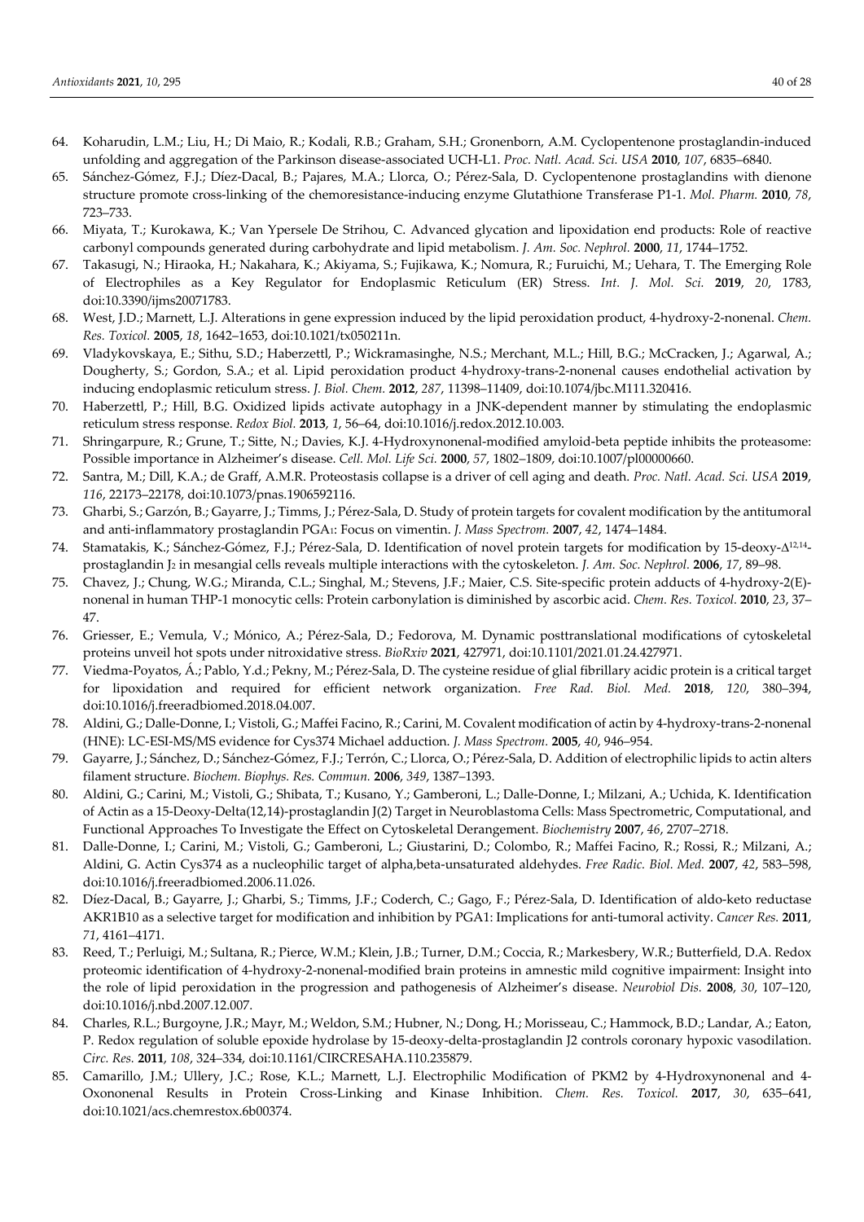64. Koharudin, L.M.; Liu, H.; Di Maio, R.; Kodali, R.B.; Graham, S.H.; Gronenborn, A.M. Cyclopentenone prostaglandin-induced unfolding and aggregation of the Parkinson disease-associated UCH-L1. *Proc. Natl. Acad. Sci. USA* **2010**, *107*, 6835–6840.
65. Sánchez-Gómez, F.J.; Díez-Dacal, B.; Pajares, M.A.; Llorca, O.; Pérez-Sala, D. Cyclopentenone prostaglandins with dienone structure promote cross-linking of the chemoresistance-inducing enzyme Glutathione Transferase P1-1. *Mol. Pharm.* **2010**, *78*, 723–733.
66. Miyata, T.; Kurokawa, K.; Van Ypersele De Strihou, C. Advanced glycation and lipoxidation end products: Role of reactive carbonyl compounds generated during carbohydrate and lipid metabolism. *J. Am. Soc. Nephrol.* **2000**, *11*, 1744–1752.
67. Takasugi, N.; Hiraoka, H.; Nakahara, K.; Akiyama, S.; Fujikawa, K.; Nomura, R.; Furuichi, M.; Uehara, T. The Emerging Role of Electrophiles as a Key Regulator for Endoplasmic Reticulum (ER) Stress. *Int. J. Mol. Sci.* **2019**, *20*, 1783, doi:10.3390/ijms20071783.
68. West, J.D.; Marnett, L.J. Alterations in gene expression induced by the lipid peroxidation product, 4-hydroxy-2-nonenal. *Chem. Res. Toxicol.* **2005**, *18*, 1642–1653, doi:10.1021/tx050211n.
69. Vladykovskaya, E.; Sithu, S.D.; Haberzettl, P.; Wickramasinghe, N.S.; Merchant, M.L.; Hill, B.G.; McCracken, J.; Agarwal, A.; Dougherty, S.; Gordon, S.A.; et al. Lipid peroxidation product 4-hydroxy-trans-2-nonenal causes endothelial activation by inducing endoplasmic reticulum stress. *J. Biol. Chem.* **2012**, *287*, 11398–11409, doi:10.1074/jbc.M111.320416.
70. Haberzettl, P.; Hill, B.G. Oxidized lipids activate autophagy in a JNK-dependent manner by stimulating the endoplasmic reticulum stress response. *Redox Biol.* **2013**, *1*, 56–64, doi:10.1016/j.redox.2012.10.003.
71. Shringarpure, R.; Grune, T.; Sitte, N.; Davies, K.J. 4-Hydroxynonenal-modified amyloid-beta peptide inhibits the proteasome: Possible importance in Alzheimer's disease. *Cell. Mol. Life Sci.* **2000**, *57*, 1802–1809, doi:10.1007/pl00000660.
72. Santra, M.; Dill, K.A.; de Graff, A.M.R. Proteostasis collapse is a driver of cell aging and death. *Proc. Natl. Acad. Sci. USA* **2019**, *116*, 22173–22178, doi:10.1073/pnas.1906592116.
73. Gharbi, S.; Garzón, B.; Gayarre, J.; Timms, J.; Pérez-Sala, D. Study of protein targets for covalent modification by the antitumoral and anti-inflammatory prostaglandin $PGA_1$: Focus on vimentin. *J. Mass Spectrom.* **2007**, *42*, 1474–1484.
74. Stamatakis, K.; Sánchez-Gómez, F.J.; Pérez-Sala, D. Identification of novel protein targets for modification by 15-deoxy-$\Delta^{12,14}$-prostaglandin $J_2$ in mesangial cells reveals multiple interactions with the cytoskeleton. *J. Am. Soc. Nephrol.* **2006**, *17*, 89–98.
75. Chavez, J.; Chung, W.G.; Miranda, C.L.; Singhal, M.; Stevens, J.F.; Maier, C.S. Site-specific protein adducts of 4-hydroxy-2(E)-nonenal in human THP-1 monocytic cells: Protein carbonylation is diminished by ascorbic acid. *Chem. Res. Toxicol.* **2010**, *23*, 37–47.
76. Griesser, E.; Vemula, V.; Mónico, A.; Pérez-Sala, D.; Fedorova, M. Dynamic posttranslational modifications of cytoskeletal proteins unveil hot spots under nitroxidative stress. *BioRxiv* **2021**, 427971, doi:10.1101/2021.01.24.427971.
77. Viedma-Poyatos, Á.; Pablo, Y.d.; Pekny, M.; Pérez-Sala, D. The cysteine residue of glial fibrillary acidic protein is a critical target for lipoxidation and required for efficient network organization. *Free Rad. Biol. Med.* **2018**, *120*, 380–394, doi:10.1016/j.freeradbiomed.2018.04.007.
78. Aldini, G.; Dalle-Donne, I.; Vistoli, G.; Maffei Facino, R.; Carini, M. Covalent modification of actin by 4-hydroxy-trans-2-nonenal (HNE): LC-ESI-MS/MS evidence for Cys374 Michael adduction. *J. Mass Spectrom.* **2005**, *40*, 946–954.
79. Gayarre, J.; Sánchez, D.; Sánchez-Gómez, F.J.; Terrón, C.; Llorca, O.; Pérez-Sala, D. Addition of electrophilic lipids to actin alters filament structure. *Biochem. Biophys. Res. Commun.* **2006**, *349*, 1387–1393.
80. Aldini, G.; Carini, M.; Vistoli, G.; Shibata, T.; Kusano, Y.; Gamberoni, L.; Dalle-Donne, I.; Milzani, A.; Uchida, K. Identification of Actin as a 15-Deoxy-Delta(12,14)-prostaglandin J(2) Target in Neuroblastoma Cells: Mass Spectrometric, Computational, and Functional Approaches To Investigate the Effect on Cytoskeletal Derangement. *Biochemistry* **2007**, *46*, 2707–2718.
81. Dalle-Donne, I.; Carini, M.; Vistoli, G.; Gamberoni, L.; Giustarini, D.; Colombo, R.; Maffei Facino, R.; Rossi, R.; Milzani, A.; Aldini, G. Actin Cys374 as a nucleophilic target of alpha,beta-unsaturated aldehydes. *Free Radic. Biol. Med.* **2007**, *42*, 583–598, doi:10.1016/j.freeradbiomed.2006.11.026.
82. Díez-Dacal, B.; Gayarre, J.; Gharbi, S.; Timms, J.F.; Coderch, C.; Gago, F.; Pérez-Sala, D. Identification of aldo-keto reductase AKR1B10 as a selective target for modification and inhibition by PGA1: Implications for anti-tumoral activity. *Cancer Res.* **2011**, *71*, 4161–4171.
83. Reed, T.; Perluigi, M.; Sultana, R.; Pierce, W.M.; Klein, J.B.; Turner, D.M.; Coccia, R.; Markesbery, W.R.; Butterfield, D.A. Redox proteomic identification of 4-hydroxy-2-nonenal-modified brain proteins in amnestic mild cognitive impairment: Insight into the role of lipid peroxidation in the progression and pathogenesis of Alzheimer's disease. *Neurobiol Dis.* **2008**, *30*, 107–120, doi:10.1016/j.nbd.2007.12.007.
84. Charles, R.L.; Burgoyne, J.R.; Mayr, M.; Weldon, S.M.; Hubner, N.; Dong, H.; Morisseau, C.; Hammock, B.D.; Landar, A.; Eaton, P. Redox regulation of soluble epoxide hydrolase by 15-deoxy-delta-prostaglandin J2 controls coronary hypoxic vasodilation. *Circ. Res.* **2011**, *108*, 324–334, doi:10.1161/CIRCRESAHA.110.235879.
85. Camarillo, J.M.; Ullery, J.C.; Rose, K.L.; Marnett, L.J. Electrophilic Modification of PKM2 by 4-Hydroxynonenal and 4-Oxononenal Results in Protein Cross-Linking and Kinase Inhibition. *Chem. Res. Toxicol.* **2017**, *30*, 635–641, doi:10.1021/acs.chemrestox.6b00374.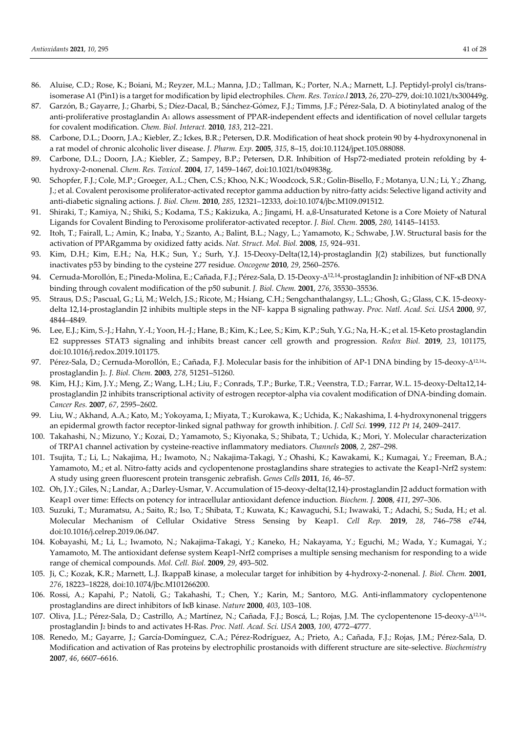86. Aluise, C.D.; Rose, K.; Boiani, M.; Reyzer, M.L.; Manna, J.D.; Tallman, K.; Porter, N.A.; Marnett, L.J. Peptidyl-prolyl cis/trans-isomerase A1 (Pin1) is a target for modification by lipid electrophiles. *Chem. Res. Toxico.l* **2013**, *26*, 270–279, doi:10.1021/tx300449g.
87. Garzón, B.; Gayarre, J.; Gharbi, S.; Díez-Dacal, B.; Sánchez-Gómez, F.J.; Timms, J.F.; Pérez-Sala, D. A biotinylated analog of the anti-proliferative prostaglandin $A_1$ allows assessment of PPAR-independent effects and identification of novel cellular targets for covalent modification. *Chem. Biol. Interact.* **2010**, *183*, 212–221.
88. Carbone, D.L.; Doorn, J.A.; Kiebler, Z.; Ickes, B.R.; Petersen, D.R. Modification of heat shock protein 90 by 4-hydroxynonenal in a rat model of chronic alcoholic liver disease. *J. Pharm. Exp.* **2005**, *315*, 8–15, doi:10.1124/jpet.105.088088.
89. Carbone, D.L.; Doorn, J.A.; Kiebler, Z.; Sampey, B.P.; Petersen, D.R. Inhibition of Hsp72-mediated protein refolding by 4-hydroxy-2-nonenal. *Chem. Res. Toxicol.* **2004**, *17*, 1459–1467, doi:10.1021/tx049838g.
90. Schopfer, F.J.; Cole, M.P.; Groeger, A.L.; Chen, C.S.; Khoo, N.K.; Woodcock, S.R.; Golin-Bisello, F.; Motanya, U.N.; Li, Y.; Zhang, J.; et al. Covalent peroxisome proliferator-activated receptor gamma adduction by nitro-fatty acids: Selective ligand activity and anti-diabetic signaling actions. *J. Biol. Chem.* **2010**, *285*, 12321–12333, doi:10.1074/jbc.M109.091512.
91. Shiraki, T.; Kamiya, N.; Shiki, S.; Kodama, T.S.; Kakizuka, A.; Jingami, H. a,ß-Unsaturated Ketone is a Core Moiety of Natural Ligands for Covalent Binding to Peroxisome proliferator-activated receptor. *J. Biol. Chem.* **2005**, *280*, 14145–14153.
92. Itoh, T.; Fairall, L.; Amin, K.; Inaba, Y.; Szanto, A.; Balint, B.L.; Nagy, L.; Yamamoto, K.; Schwabe, J.W. Structural basis for the activation of PPARgamma by oxidized fatty acids. *Nat. Struct. Mol. Biol.* **2008**, *15*, 924–931.
93. Kim, D.H.; Kim, E.H.; Na, H.K.; Sun, Y.; Surh, Y.J. 15-Deoxy-Delta(12,14)-prostaglandin J(2) stabilizes, but functionally inactivates p53 by binding to the cysteine 277 residue. *Oncogene* **2010**, *29*, 2560–2576.
94. Cernuda-Morollón, E.; Pineda-Molina, E.; Cañada, F.J.; Pérez-Sala, D. 15-Deoxy-$\Delta^{12,14}$-prostaglandin $J_2$ inhibition of NF-κB DNA binding through covalent modification of the p50 subunit. *J. Biol. Chem.* **2001**, *276*, 35530–35536.
95. Straus, D.S.; Pascual, G.; Li, M.; Welch, J.S.; Ricote, M.; Hsiang, C.H.; Sengchanthalangsy, L.L.; Ghosh, G.; Glass, C.K. 15-deoxy-delta 12,14-prostaglandin J2 inhibits multiple steps in the NF- kappa B signaling pathway. *Proc. Natl. Acad. Sci. USA* **2000**, *97*, 4844–4849.
96. Lee, E.J.; Kim, S.-J.; Hahn, Y.-I.; Yoon, H.-J.; Hane, B.; Kim, K.; Lee, S.; Kim, K.P.; Suh, Y.G.; Na, H.-K.; et al. 15-Keto prostaglandin E2 suppresses STAT3 signaling and inhibits breast cancer cell growth and progression. *Redox Biol.* **2019**, *23*, 101175, doi:10.1016/j.redox.2019.101175.
97. Pérez-Sala, D.; Cernuda-Morollón, E.; Cañada, F.J. Molecular basis for the inhibition of AP-1 DNA binding by 15-deoxy-$\Delta^{12,14}$-prostaglandin $J_2$. *J. Biol. Chem.* **2003**, *278*, 51251–51260.
98. Kim, H.J.; Kim, J.Y.; Meng, Z.; Wang, L.H.; Liu, F.; Conrads, T.P.; Burke, T.R.; Veenstra, T.D.; Farrar, W.L. 15-deoxy-Delta12,14-prostaglandin J2 inhibits transcriptional activity of estrogen receptor-alpha via covalent modification of DNA-binding domain. *Cancer Res.* **2007**, *67*, 2595–2602.
99. Liu, W.; Akhand, A.A.; Kato, M.; Yokoyama, I.; Miyata, T.; Kurokawa, K.; Uchida, K.; Nakashima, I. 4-hydroxynonenal triggers an epidermal growth factor receptor-linked signal pathway for growth inhibition. *J. Cell Sci.* **1999**, *112 Pt 14*, 2409–2417.
100. Takahashi, N.; Mizuno, Y.; Kozai, D.; Yamamoto, S.; Kiyonaka, S.; Shibata, T.; Uchida, K.; Mori, Y. Molecular characterization of TRPA1 channel activation by cysteine-reactive inflammatory mediators. *Channels* **2008**, *2*, 287–298.
101. Tsujita, T.; Li, L.; Nakajima, H.; Iwamoto, N.; Nakajima-Takagi, Y.; Ohashi, K.; Kawakami, K.; Kumagai, Y.; Freeman, B.A.; Yamamoto, M.; et al. Nitro-fatty acids and cyclopentenone prostaglandins share strategies to activate the Keap1-Nrf2 system: A study using green fluorescent protein transgenic zebrafish. *Genes Cells* **2011**, *16*, 46–57.
102. Oh, J.Y.; Giles, N.; Landar, A.; Darley-Usmar, V. Accumulation of 15-deoxy-delta(12,14)-prostaglandin J2 adduct formation with Keap1 over time: Effects on potency for intracellular antioxidant defence induction. *Biochem. J.* **2008**, *411*, 297–306.
103. Suzuki, T.; Muramatsu, A.; Saito, R.; Iso, T.; Shibata, T.; Kuwata, K.; Kawaguchi, S.I.; Iwawaki, T.; Adachi, S.; Suda, H.; et al. Molecular Mechanism of Cellular Oxidative Stress Sensing by Keap1. *Cell Rep.* **2019**, *28*, 746–758 e744, doi:10.1016/j.celrep.2019.06.047.
104. Kobayashi, M.; Li, L.; Iwamoto, N.; Nakajima-Takagi, Y.; Kaneko, H.; Nakayama, Y.; Eguchi, M.; Wada, Y.; Kumagai, Y.; Yamamoto, M. The antioxidant defense system Keap1-Nrf2 comprises a multiple sensing mechanism for responding to a wide range of chemical compounds. *Mol. Cell. Biol.* **2009**, *29*, 493–502.
105. Ji, C.; Kozak, K.R.; Marnett, L.J. IkappaB kinase, a molecular target for inhibition by 4-hydroxy-2-nonenal. *J. Biol. Chem.* **2001**, *276*, 18223–18228, doi:10.1074/jbc.M101266200.
106. Rossi, A.; Kapahi, P.; Natoli, G.; Takahashi, T.; Chen, Y.; Karin, M.; Santoro, M.G. Anti-inflammatory cyclopentenone prostaglandins are direct inhibitors of IκB kinase. *Nature* **2000**, *403*, 103–108.
107. Oliva, J.L.; Pérez-Sala, D.; Castrillo, A.; Martínez, N.; Cañada, F.J.; Boscá, L.; Rojas, J.M. The cyclopentenone 15-deoxy-$\Delta^{12,14}$-prostaglandin $J_2$ binds to and activates H-Ras. *Proc. Natl. Acad. Sci. USA* **2003**, *100*, 4772–4777.
108. Renedo, M.; Gayarre, J.; García-Domínguez, C.A.; Pérez-Rodríguez, A.; Prieto, A.; Cañada, F.J.; Rojas, J.M.; Pérez-Sala, D. Modification and activation of Ras proteins by electrophilic prostanoids with different structure are site-selective. *Biochemistry* **2007**, *46*, 6607–6616.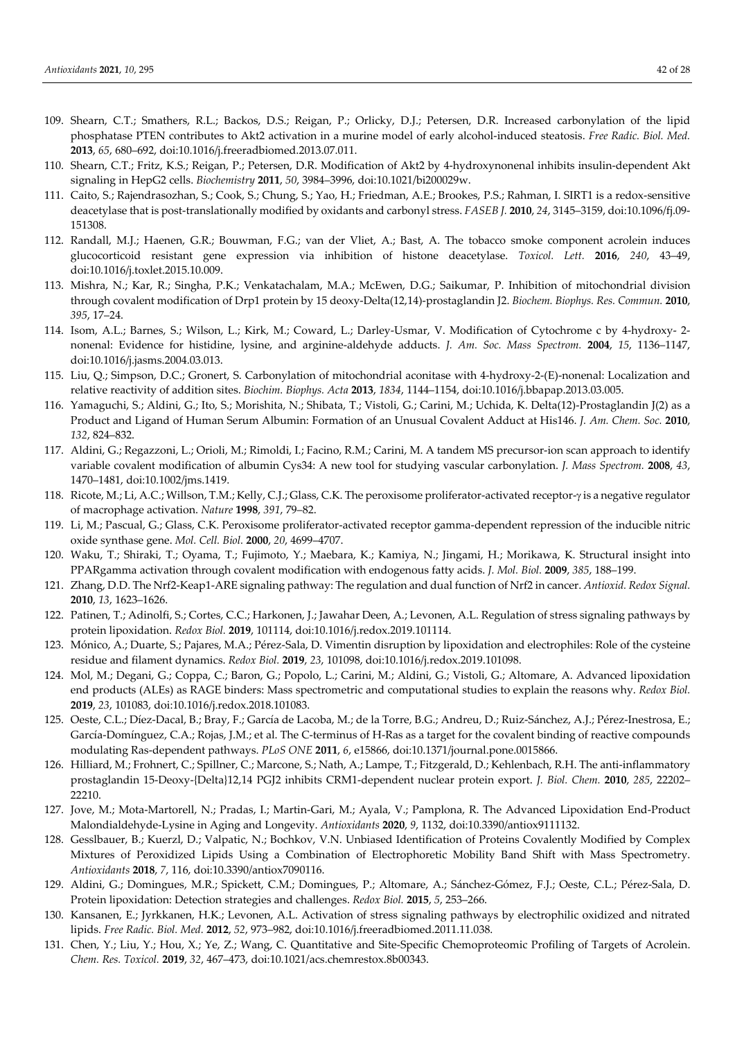109. Shearn, C.T.; Smathers, R.L.; Backos, D.S.; Reigan, P.; Orlicky, D.J.; Petersen, D.R. Increased carbonylation of the lipid phosphatase PTEN contributes to Akt2 activation in a murine model of early alcohol-induced steatosis. *Free Radic. Biol. Med.* **2013**, *65*, 680–692, doi:10.1016/j.freeradbiomed.2013.07.011.
110. Shearn, C.T.; Fritz, K.S.; Reigan, P.; Petersen, D.R. Modification of Akt2 by 4-hydroxynonenal inhibits insulin-dependent Akt signaling in HepG2 cells. *Biochemistry* **2011**, *50*, 3984–3996, doi:10.1021/bi200029w.
111. Caito, S.; Rajendrasozhan, S.; Cook, S.; Chung, S.; Yao, H.; Friedman, A.E.; Brookes, P.S.; Rahman, I. SIRT1 is a redox-sensitive deacetylase that is post-translationally modified by oxidants and carbonyl stress. *FASEB J.* **2010**, *24*, 3145–3159, doi:10.1096/fj.09-151308.
112. Randall, M.J.; Haenen, G.R.; Bouwman, F.G.; van der Vliet, A.; Bast, A. The tobacco smoke component acrolein induces glucocorticoid resistant gene expression via inhibition of histone deacetylase. *Toxicol. Lett.* **2016**, *240*, 43–49, doi:10.1016/j.toxlet.2015.10.009.
113. Mishra, N.; Kar, R.; Singha, P.K.; Venkatachalam, M.A.; McEwen, D.G.; Saikumar, P. Inhibition of mitochondrial division through covalent modification of Drp1 protein by 15 deoxy-Delta(12,14)-prostaglandin J2. *Biochem. Biophys. Res. Commun.* **2010**, *395*, 17–24.
114. Isom, A.L.; Barnes, S.; Wilson, L.; Kirk, M.; Coward, L.; Darley-Usmar, V. Modification of Cytochrome c by 4-hydroxy- 2-nonenal: Evidence for histidine, lysine, and arginine-aldehyde adducts. *J. Am. Soc. Mass Spectrom.* **2004**, *15*, 1136–1147, doi:10.1016/j.jasms.2004.03.013.
115. Liu, Q.; Simpson, D.C.; Gronert, S. Carbonylation of mitochondrial aconitase with 4-hydroxy-2-(E)-nonenal: Localization and relative reactivity of addition sites. *Biochim. Biophys. Acta* **2013**, *1834*, 1144–1154, doi:10.1016/j.bbapap.2013.03.005.
116. Yamaguchi, S.; Aldini, G.; Ito, S.; Morishita, N.; Shibata, T.; Vistoli, G.; Carini, M.; Uchida, K. Delta(12)-Prostaglandin J(2) as a Product and Ligand of Human Serum Albumin: Formation of an Unusual Covalent Adduct at His146. *J. Am. Chem. Soc.* **2010**, *132*, 824–832.
117. Aldini, G.; Regazzoni, L.; Orioli, M.; Rimoldi, I.; Facino, R.M.; Carini, M. A tandem MS precursor-ion scan approach to identify variable covalent modification of albumin Cys34: A new tool for studying vascular carbonylation. *J. Mass Spectrom.* **2008**, *43*, 1470–1481, doi:10.1002/jms.1419.
118. Ricote, M.; Li, A.C.; Willson, T.M.; Kelly, C.J.; Glass, C.K. The peroxisome proliferator-activated receptor-γ is a negative regulator of macrophage activation. *Nature* **1998**, *391*, 79–82.
119. Li, M.; Pascual, G.; Glass, C.K. Peroxisome proliferator-activated receptor gamma-dependent repression of the inducible nitric oxide synthase gene. *Mol. Cell. Biol.* **2000**, *20*, 4699–4707.
120. Waku, T.; Shiraki, T.; Oyama, T.; Fujimoto, Y.; Maebara, K.; Kamiya, N.; Jingami, H.; Morikawa, K. Structural insight into PPARgamma activation through covalent modification with endogenous fatty acids. *J. Mol. Biol.* **2009**, *385*, 188–199.
121. Zhang, D.D. The Nrf2-Keap1-ARE signaling pathway: The regulation and dual function of Nrf2 in cancer. *Antioxid. Redox Signal.* **2010**, *13*, 1623–1626.
122. Patinen, T.; Adinolfi, S.; Cortes, C.C.; Harkonen, J.; Jawahar Deen, A.; Levonen, A.L. Regulation of stress signaling pathways by protein lipoxidation. *Redox Biol.* **2019**, 101114, doi:10.1016/j.redox.2019.101114.
123. Mónico, A.; Duarte, S.; Pajares, M.A.; Pérez-Sala, D. Vimentin disruption by lipoxidation and electrophiles: Role of the cysteine residue and filament dynamics. *Redox Biol.* **2019**, *23*, 101098, doi:10.1016/j.redox.2019.101098.
124. Mol, M.; Degani, G.; Coppa, C.; Baron, G.; Popolo, L.; Carini, M.; Aldini, G.; Vistoli, G.; Altomare, A. Advanced lipoxidation end products (ALEs) as RAGE binders: Mass spectrometric and computational studies to explain the reasons why. *Redox Biol.* **2019**, *23*, 101083, doi:10.1016/j.redox.2018.101083.
125. Oeste, C.L.; Díez-Dacal, B.; Bray, F.; García de Lacoba, M.; de la Torre, B.G.; Andreu, D.; Ruiz-Sánchez, A.J.; Pérez-Inestrosa, E.; García-Domínguez, C.A.; Rojas, J.M.; et al. The C-terminus of H-Ras as a target for the covalent binding of reactive compounds modulating Ras-dependent pathways. *PLoS ONE* **2011**, *6*, e15866, doi:10.1371/journal.pone.0015866.
126. Hilliard, M.; Frohnert, C.; Spillner, C.; Marcone, S.; Nath, A.; Lampe, T.; Fitzgerald, D.; Kehlenbach, R.H. The anti-inflammatory prostaglandin 15-Deoxy-{Delta}12,14 PGJ2 inhibits CRM1-dependent nuclear protein export. *J. Biol. Chem.* **2010**, *285*, 22202–22210.
127. Jove, M.; Mota-Martorell, N.; Pradas, I.; Martin-Gari, M.; Ayala, V.; Pamplona, R. The Advanced Lipoxidation End-Product Malondialdehyde-Lysine in Aging and Longevity. *Antioxidants* **2020**, *9*, 1132, doi:10.3390/antiox9111132.
128. Gesslbauer, B.; Kuerzl, D.; Valpatic, N.; Bochkov, V.N. Unbiased Identification of Proteins Covalently Modified by Complex Mixtures of Peroxidized Lipids Using a Combination of Electrophoretic Mobility Band Shift with Mass Spectrometry. *Antioxidants* **2018**, *7*, 116, doi:10.3390/antiox7090116.
129. Aldini, G.; Domingues, M.R.; Spickett, C.M.; Domingues, P.; Altomare, A.; Sánchez-Gómez, F.J.; Oeste, C.L.; Pérez-Sala, D. Protein lipoxidation: Detection strategies and challenges. *Redox Biol.* **2015**, *5*, 253–266.
130. Kansanen, E.; Jyrkkanen, H.K.; Levonen, A.L. Activation of stress signaling pathways by electrophilic oxidized and nitrated lipids. *Free Radic. Biol. Med.* **2012**, *52*, 973–982, doi:10.1016/j.freeradbiomed.2011.11.038.
131. Chen, Y.; Liu, Y.; Hou, X.; Ye, Z.; Wang, C. Quantitative and Site-Specific Chemoproteomic Profiling of Targets of Acrolein. *Chem. Res. Toxicol.* **2019**, *32*, 467–473, doi:10.1021/acs.chemrestox.8b00343.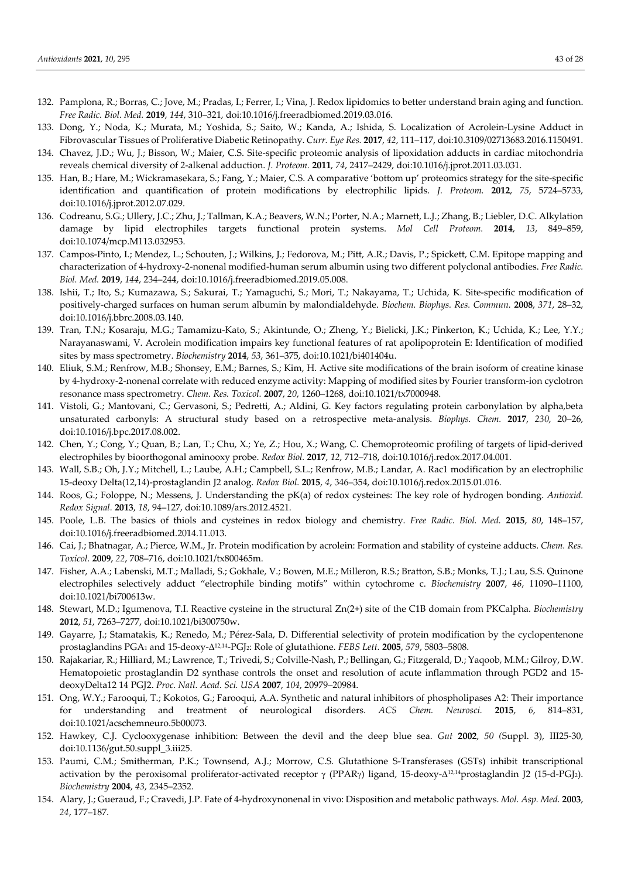132. Pamplona, R.; Borras, C.; Jove, M.; Pradas, I.; Ferrer, I.; Vina, J. Redox lipidomics to better understand brain aging and function. *Free Radic. Biol. Med.* **2019**, *144*, 310–321, doi:10.1016/j.freeradbiomed.2019.03.016.
133. Dong, Y.; Noda, K.; Murata, M.; Yoshida, S.; Saito, W.; Kanda, A.; Ishida, S. Localization of Acrolein-Lysine Adduct in Fibrovascular Tissues of Proliferative Diabetic Retinopathy. *Curr. Eye Res.* **2017**, *42*, 111–117, doi:10.3109/02713683.2016.1150491.
134. Chavez, J.D.; Wu, J.; Bisson, W.; Maier, C.S. Site-specific proteomic analysis of lipoxidation adducts in cardiac mitochondria reveals chemical diversity of 2-alkenal adduction. *J. Proteom.* **2011**, *74*, 2417–2429, doi:10.1016/j.jprot.2011.03.031.
135. Han, B.; Hare, M.; Wickramasekara, S.; Fang, Y.; Maier, C.S. A comparative 'bottom up' proteomics strategy for the site-specific identification and quantification of protein modifications by electrophilic lipids. *J. Proteom.* **2012**, *75*, 5724–5733, doi:10.1016/j.jprot.2012.07.029.
136. Codreanu, S.G.; Ullery, J.C.; Zhu, J.; Tallman, K.A.; Beavers, W.N.; Porter, N.A.; Marnett, L.J.; Zhang, B.; Liebler, D.C. Alkylation damage by lipid electrophiles targets functional protein systems. *Mol Cell Proteom.* **2014**, *13*, 849–859, doi:10.1074/mcp.M113.032953.
137. Campos-Pinto, I.; Mendez, L.; Schouten, J.; Wilkins, J.; Fedorova, M.; Pitt, A.R.; Davis, P.; Spickett, C.M. Epitope mapping and characterization of 4-hydroxy-2-nonenal modified-human serum albumin using two different polyclonal antibodies. *Free Radic. Biol. Med.* **2019**, *144*, 234–244, doi:10.1016/j.freeradbiomed.2019.05.008.
138. Ishii, T.; Ito, S.; Kumazawa, S.; Sakurai, T.; Yamaguchi, S.; Mori, T.; Nakayama, T.; Uchida, K. Site-specific modification of positively-charged surfaces on human serum albumin by malondialdehyde. *Biochem. Biophys. Res. Commun.* **2008**, *371*, 28–32, doi:10.1016/j.bbrc.2008.03.140.
139. Tran, T.N.; Kosaraju, M.G.; Tamamizu-Kato, S.; Akintunde, O.; Zheng, Y.; Bielicki, J.K.; Pinkerton, K.; Uchida, K.; Lee, Y.Y.; Narayanaswami, V. Acrolein modification impairs key functional features of rat apolipoprotein E: Identification of modified sites by mass spectrometry. *Biochemistry* **2014**, *53*, 361–375, doi:10.1021/bi401404u.
140. Eliuk, S.M.; Renfrow, M.B.; Shonsey, E.M.; Barnes, S.; Kim, H. Active site modifications of the brain isoform of creatine kinase by 4-hydroxy-2-nonenal correlate with reduced enzyme activity: Mapping of modified sites by Fourier transform-ion cyclotron resonance mass spectrometry. *Chem. Res. Toxicol.* **2007**, *20*, 1260–1268, doi:10.1021/tx7000948.
141. Vistoli, G.; Mantovani, C.; Gervasoni, S.; Pedretti, A.; Aldini, G. Key factors regulating protein carbonylation by alpha,beta unsaturated carbonyls: A structural study based on a retrospective meta-analysis. *Biophys. Chem.* **2017**, *230*, 20–26, doi:10.1016/j.bpc.2017.08.002.
142. Chen, Y.; Cong, Y.; Quan, B.; Lan, T.; Chu, X.; Ye, Z.; Hou, X.; Wang, C. Chemoproteomic profiling of targets of lipid-derived electrophiles by bioorthogonal aminooxy probe. *Redox Biol.* **2017**, *12*, 712–718, doi:10.1016/j.redox.2017.04.001.
143. Wall, S.B.; Oh, J.Y.; Mitchell, L.; Laube, A.H.; Campbell, S.L.; Renfrow, M.B.; Landar, A. Rac1 modification by an electrophilic 15-deoxy Delta(12,14)-prostaglandin J2 analog. *Redox Biol.* **2015**, *4*, 346–354, doi:10.1016/j.redox.2015.01.016.
144. Roos, G.; Foloppe, N.; Messens, J. Understanding the pK(a) of redox cysteines: The key role of hydrogen bonding. *Antioxid. Redox Signal.* **2013**, *18*, 94–127, doi:10.1089/ars.2012.4521.
145. Poole, L.B. The basics of thiols and cysteines in redox biology and chemistry. *Free Radic. Biol. Med.* **2015**, *80*, 148–157, doi:10.1016/j.freeradbiomed.2014.11.013.
146. Cai, J.; Bhatnagar, A.; Pierce, W.M., Jr. Protein modification by acrolein: Formation and stability of cysteine adducts. *Chem. Res. Toxicol.* **2009**, *22*, 708–716, doi:10.1021/tx800465m.
147. Fisher, A.A.; Labenski, M.T.; Malladi, S.; Gokhale, V.; Bowen, M.E.; Milleron, R.S.; Bratton, S.B.; Monks, T.J.; Lau, S.S. Quinone electrophiles selectively adduct "electrophile binding motifs" within cytochrome c. *Biochemistry* **2007**, *46*, 11090–11100, doi:10.1021/bi700613w.
148. Stewart, M.D.; Igumenova, T.I. Reactive cysteine in the structural Zn(2+) site of the C1B domain from PKCalpha. *Biochemistry* **2012**, *51*, 7263–7277, doi:10.1021/bi300750w.
149. Gayarre, J.; Stamatakis, K.; Renedo, M.; Pérez-Sala, D. Differential selectivity of protein modification by the cyclopentenone prostaglandins $PGA_1$ and 15-deoxy-$\Delta^{12,14}$-$PGJ_2$: Role of glutathione. *FEBS Lett.* **2005**, *579*, 5803–5808.
150. Rajakariar, R.; Hilliard, M.; Lawrence, T.; Trivedi, S.; Colville-Nash, P.; Bellingan, G.; Fitzgerald, D.; Yaqoob, M.M.; Gilroy, D.W. Hematopoietic prostaglandin D2 synthase controls the onset and resolution of acute inflammation through PGD2 and 15-deoxyDelta12 14 PGJ2. *Proc. Natl. Acad. Sci. USA* **2007**, *104*, 20979–20984.
151. Ong, W.Y.; Farooqui, T.; Kokotos, G.; Farooqui, A.A. Synthetic and natural inhibitors of phospholipases A2: Their importance for understanding and treatment of neurological disorders. *ACS Chem. Neurosci.* **2015**, *6*, 814–831, doi:10.1021/acschemneuro.5b00073.
152. Hawkey, C.J. Cyclooxygenase inhibition: Between the devil and the deep blue sea. *Gut* **2002**, *50 (*Suppl. 3), III25-30, doi:10.1136/gut.50.suppl_3.iii25.
153. Paumi, C.M.; Smitherman, P.K.; Townsend, A.J.; Morrow, C.S. Glutathione S-Transferases (GSTs) inhibit transcriptional activation by the peroxisomal proliferator-activated receptor γ (PPARγ) ligand, 15-deoxy-$\Delta^{12,14}$prostaglandin J2 (15-d-$PGJ_2$). *Biochemistry* **2004**, *43*, 2345–2352.
154. Alary, J.; Gueraud, F.; Cravedi, J.P. Fate of 4-hydroxynonenal in vivo: Disposition and metabolic pathways. *Mol. Asp. Med.* **2003**, *24*, 177–187.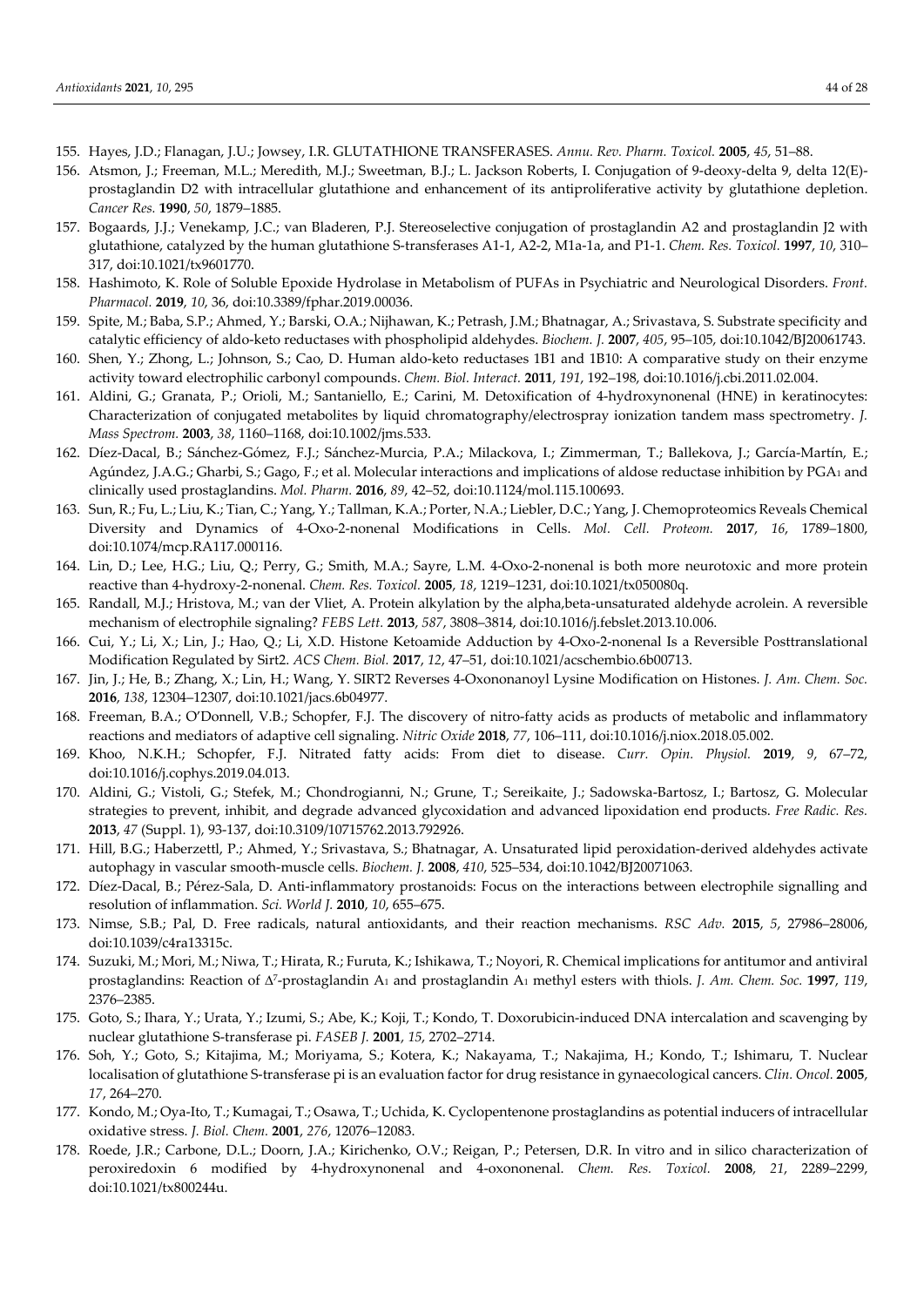155. Hayes, J.D.; Flanagan, J.U.; Jowsey, I.R. GLUTATHIONE TRANSFERASES. *Annu. Rev. Pharm. Toxicol.* **2005**, *45*, 51–88.
156. Atsmon, J.; Freeman, M.L.; Meredith, M.J.; Sweetman, B.J.; L. Jackson Roberts, I. Conjugation of 9-deoxy-delta 9, delta 12(E)-prostaglandin D2 with intracellular glutathione and enhancement of its antiproliferative activity by glutathione depletion. *Cancer Res.* **1990**, *50*, 1879–1885.
157. Bogaards, J.J.; Venekamp, J.C.; van Bladeren, P.J. Stereoselective conjugation of prostaglandin A2 and prostaglandin J2 with glutathione, catalyzed by the human glutathione S-transferases A1-1, A2-2, M1a-1a, and P1-1. *Chem. Res. Toxicol.* **1997**, *10*, 310–317, doi:10.1021/tx9601770.
158. Hashimoto, K. Role of Soluble Epoxide Hydrolase in Metabolism of PUFAs in Psychiatric and Neurological Disorders. *Front. Pharmacol.* **2019**, *10*, 36, doi:10.3389/fphar.2019.00036.
159. Spite, M.; Baba, S.P.; Ahmed, Y.; Barski, O.A.; Nijhawan, K.; Petrash, J.M.; Bhatnagar, A.; Srivastava, S. Substrate specificity and catalytic efficiency of aldo-keto reductases with phospholipid aldehydes. *Biochem. J.* **2007**, *405*, 95–105, doi:10.1042/BJ20061743.
160. Shen, Y.; Zhong, L.; Johnson, S.; Cao, D. Human aldo-keto reductases 1B1 and 1B10: A comparative study on their enzyme activity toward electrophilic carbonyl compounds. *Chem. Biol. Interact.* **2011**, *191*, 192–198, doi:10.1016/j.cbi.2011.02.004.
161. Aldini, G.; Granata, P.; Orioli, M.; Santaniello, E.; Carini, M. Detoxification of 4-hydroxynonenal (HNE) in keratinocytes: Characterization of conjugated metabolites by liquid chromatography/electrospray ionization tandem mass spectrometry. *J. Mass Spectrom.* **2003**, *38*, 1160–1168, doi:10.1002/jms.533.
162. Díez-Dacal, B.; Sánchez-Gómez, F.J.; Sánchez-Murcia, P.A.; Milackova, I.; Zimmerman, T.; Ballekova, J.; García-Martín, E.; Agúndez, J.A.G.; Gharbi, S.; Gago, F.; et al. Molecular interactions and implications of aldose reductase inhibition by $PGA_1$ and clinically used prostaglandins. *Mol. Pharm.* **2016**, *89*, 42–52, doi:10.1124/mol.115.100693.
163. Sun, R.; Fu, L.; Liu, K.; Tian, C.; Yang, Y.; Tallman, K.A.; Porter, N.A.; Liebler, D.C.; Yang, J. Chemoproteomics Reveals Chemical Diversity and Dynamics of 4-Oxo-2-nonenal Modifications in Cells. *Mol. Cell. Proteom.* **2017**, *16*, 1789–1800, doi:10.1074/mcp.RA117.000116.
164. Lin, D.; Lee, H.G.; Liu, Q.; Perry, G.; Smith, M.A.; Sayre, L.M. 4-Oxo-2-nonenal is both more neurotoxic and more protein reactive than 4-hydroxy-2-nonenal. *Chem. Res. Toxicol.* **2005**, *18*, 1219–1231, doi:10.1021/tx050080q.
165. Randall, M.J.; Hristova, M.; van der Vliet, A. Protein alkylation by the alpha,beta-unsaturated aldehyde acrolein. A reversible mechanism of electrophile signaling? *FEBS Lett.* **2013**, *587*, 3808–3814, doi:10.1016/j.febslet.2013.10.006.
166. Cui, Y.; Li, X.; Lin, J.; Hao, Q.; Li, X.D. Histone Ketoamide Adduction by 4-Oxo-2-nonenal Is a Reversible Posttranslational Modification Regulated by Sirt2. *ACS Chem. Biol.* **2017**, *12*, 47–51, doi:10.1021/acschembio.6b00713.
167. Jin, J.; He, B.; Zhang, X.; Lin, H.; Wang, Y. SIRT2 Reverses 4-Oxononanoyl Lysine Modification on Histones. *J. Am. Chem. Soc.* **2016**, *138*, 12304–12307, doi:10.1021/jacs.6b04977.
168. Freeman, B.A.; O'Donnell, V.B.; Schopfer, F.J. The discovery of nitro-fatty acids as products of metabolic and inflammatory reactions and mediators of adaptive cell signaling. *Nitric Oxide* **2018**, *77*, 106–111, doi:10.1016/j.niox.2018.05.002.
169. Khoo, N.K.H.; Schopfer, F.J. Nitrated fatty acids: From diet to disease. *Curr. Opin. Physiol.* **2019**, *9*, 67–72, doi:10.1016/j.cophys.2019.04.013.
170. Aldini, G.; Vistoli, G.; Stefek, M.; Chondrogianni, N.; Grune, T.; Sereikaite, J.; Sadowska-Bartosz, I.; Bartosz, G. Molecular strategies to prevent, inhibit, and degrade advanced glycoxidation and advanced lipoxidation end products. *Free Radic. Res.* **2013**, *47* (Suppl. 1), 93-137, doi:10.3109/10715762.2013.792926.
171. Hill, B.G.; Haberzettl, P.; Ahmed, Y.; Srivastava, S.; Bhatnagar, A. Unsaturated lipid peroxidation-derived aldehydes activate autophagy in vascular smooth-muscle cells. *Biochem. J.* **2008**, *410*, 525–534, doi:10.1042/BJ20071063.
172. Díez-Dacal, B.; Pérez-Sala, D. Anti-inflammatory prostanoids: Focus on the interactions between electrophile signalling and resolution of inflammation. *Sci. World J.* **2010**, *10*, 655–675.
173. Nimse, S.B.; Pal, D. Free radicals, natural antioxidants, and their reaction mechanisms. *RSC Adv.* **2015**, *5*, 27986–28006, doi:10.1039/c4ra13315c.
174. Suzuki, M.; Mori, M.; Niwa, T.; Hirata, R.; Furuta, K.; Ishikawa, T.; Noyori, R. Chemical implications for antitumor and antiviral prostaglandins: Reaction of $\Delta^7$-prostaglandin $A_1$ and prostaglandin $A_1$ methyl esters with thiols. *J. Am. Chem. Soc.* **1997**, *119*, 2376–2385.
175. Goto, S.; Ihara, Y.; Urata, Y.; Izumi, S.; Abe, K.; Koji, T.; Kondo, T. Doxorubicin-induced DNA intercalation and scavenging by nuclear glutathione S-transferase pi. *FASEB J.* **2001**, *15*, 2702–2714.
176. Soh, Y.; Goto, S.; Kitajima, M.; Moriyama, S.; Kotera, K.; Nakayama, T.; Nakajima, H.; Kondo, T.; Ishimaru, T. Nuclear localisation of glutathione S-transferase pi is an evaluation factor for drug resistance in gynaecological cancers. *Clin. Oncol.* **2005**, *17*, 264–270.
177. Kondo, M.; Oya-Ito, T.; Kumagai, T.; Osawa, T.; Uchida, K. Cyclopentenone prostaglandins as potential inducers of intracellular oxidative stress. *J. Biol. Chem.* **2001**, *276*, 12076–12083.
178. Roede, J.R.; Carbone, D.L.; Doorn, J.A.; Kirichenko, O.V.; Reigan, P.; Petersen, D.R. In vitro and in silico characterization of peroxiredoxin 6 modified by 4-hydroxynonenal and 4-oxononenal. *Chem. Res. Toxicol.* **2008**, *21*, 2289–2299, doi:10.1021/tx800244u.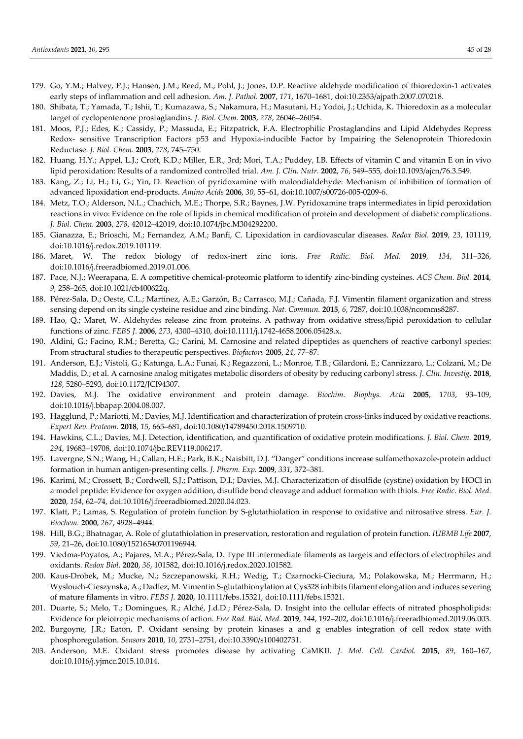179. Go, Y.M.; Halvey, P.J.; Hansen, J.M.; Reed, M.; Pohl, J.; Jones, D.P. Reactive aldehyde modification of thioredoxin-1 activates early steps of inflammation and cell adhesion. *Am. J. Pathol.* **2007**, *171*, 1670–1681, doi:10.2353/ajpath.2007.070218.
180. Shibata, T.; Yamada, T.; Ishii, T.; Kumazawa, S.; Nakamura, H.; Masutani, H.; Yodoi, J.; Uchida, K. Thioredoxin as a molecular target of cyclopentenone prostaglandins. *J. Biol. Chem.* **2003**, *278*, 26046–26054.
181. Moos, P.J.; Edes, K.; Cassidy, P.; Massuda, E.; Fitzpatrick, F.A. Electrophilic Prostaglandins and Lipid Aldehydes Repress Redox- sensitive Transcription Factors p53 and Hypoxia-inducible Factor by Impairing the Selenoprotein Thioredoxin Reductase. *J. Biol. Chem.* **2003**, *278*, 745–750.
182. Huang, H.Y.; Appel, L.J.; Croft, K.D.; Miller, E.R., 3rd; Mori, T.A.; Puddey, I.B. Effects of vitamin C and vitamin E on in vivo lipid peroxidation: Results of a randomized controlled trial. *Am. J. Clin. Nutr.* **2002**, *76*, 549–555, doi:10.1093/ajcn/76.3.549.
183. Kang, Z.; Li, H.; Li, G.; Yin, D. Reaction of pyridoxamine with malondialdehyde: Mechanism of inhibition of formation of advanced lipoxidation end-products. *Amino Acids* **2006**, *30*, 55–61, doi:10.1007/s00726-005-0209-6.
184. Metz, T.O.; Alderson, N.L.; Chachich, M.E.; Thorpe, S.R.; Baynes, J.W. Pyridoxamine traps intermediates in lipid peroxidation reactions in vivo: Evidence on the role of lipids in chemical modification of protein and development of diabetic complications. *J. Biol. Chem.* **2003**, *278*, 42012–42019, doi:10.1074/jbc.M304292200.
185. Gianazza, E.; Brioschi, M.; Fernandez, A.M.; Banfi, C. Lipoxidation in cardiovascular diseases. *Redox Biol.* **2019**, *23*, 101119, doi:10.1016/j.redox.2019.101119.
186. Maret, W. The redox biology of redox-inert zinc ions. *Free Radic. Biol. Med.* **2019**, *134*, 311–326, doi:10.1016/j.freeradbiomed.2019.01.006.
187. Pace, N.J.; Weerapana, E. A competitive chemical-proteomic platform to identify zinc-binding cysteines. *ACS Chem. Biol.* **2014**, *9*, 258–265, doi:10.1021/cb400622q.
188. Pérez-Sala, D.; Oeste, C.L.; Martínez, A.E.; Garzón, B.; Carrasco, M.J.; Cañada, F.J. Vimentin filament organization and stress sensing depend on its single cysteine residue and zinc binding. *Nat. Commun.* **2015**, *6*, 7287, doi:10.1038/ncomms8287.
189. Hao, Q.; Maret, W. Aldehydes release zinc from proteins. A pathway from oxidative stress/lipid peroxidation to cellular functions of zinc. *FEBS J.* **2006**, *273*, 4300–4310, doi:10.1111/j.1742-4658.2006.05428.x.
190. Aldini, G.; Facino, R.M.; Beretta, G.; Carini, M. Carnosine and related dipeptides as quenchers of reactive carbonyl species: From structural studies to therapeutic perspectives. *Biofactors* **2005**, *24*, 77–87.
191. Anderson, E.J.; Vistoli, G.; Katunga, L.A.; Funai, K.; Regazzoni, L.; Monroe, T.B.; Gilardoni, E.; Cannizzaro, L.; Colzani, M.; De Maddis, D.; et al. A carnosine analog mitigates metabolic disorders of obesity by reducing carbonyl stress. *J. Clin. Investig.* **2018**, *128*, 5280–5293, doi:10.1172/JCI94307.
192. Davies, M.J. The oxidative environment and protein damage. *Biochim. Biophys. Acta* **2005**, *1703*, 93–109, doi:10.1016/j.bbapap.2004.08.007.
193. Hagglund, P.; Mariotti, M.; Davies, M.J. Identification and characterization of protein cross-links induced by oxidative reactions. *Expert Rev. Proteom.* **2018**, *15*, 665–681, doi:10.1080/14789450.2018.1509710.
194. Hawkins, C.L.; Davies, M.J. Detection, identification, and quantification of oxidative protein modifications. *J. Biol. Chem.* **2019**, *294*, 19683–19708, doi:10.1074/jbc.REV119.006217.
195. Lavergne, S.N.; Wang, H.; Callan, H.E.; Park, B.K.; Naisbitt, D.J. "Danger" conditions increase sulfamethoxazole-protein adduct formation in human antigen-presenting cells. *J. Pharm. Exp.* **2009**, *331*, 372–381.
196. Karimi, M.; Crossett, B.; Cordwell, S.J.; Pattison, D.I.; Davies, M.J. Characterization of disulfide (cystine) oxidation by HOCl in a model peptide: Evidence for oxygen addition, disulfide bond cleavage and adduct formation with thiols. *Free Radic. Biol. Med.* **2020**, *154*, 62–74, doi:10.1016/j.freeradbiomed.2020.04.023.
197. Klatt, P.; Lamas, S. Regulation of protein function by S-glutathiolation in response to oxidative and nitrosative stress. *Eur. J. Biochem.* **2000**, *267*, 4928–4944.
198. Hill, B.G.; Bhatnagar, A. Role of glutathiolation in preservation, restoration and regulation of protein function. *IUBMB Life* **2007**, *59*, 21–26, doi:10.1080/15216540701196944.
199. Viedma-Poyatos, A.; Pajares, M.A.; Pérez-Sala, D. Type III intermediate filaments as targets and effectors of electrophiles and oxidants. *Redox Biol.* **2020**, *36*, 101582, doi:10.1016/j.redox.2020.101582.
200. Kaus-Drobek, M.; Mucke, N.; Szczepanowski, R.H.; Wedig, T.; Czarnocki-Cieciura, M.; Polakowska, M.; Herrmann, H.; Wyslouch-Cieszynska, A.; Dadlez, M. Vimentin S-glutathionylation at Cys328 inhibits filament elongation and induces severing of mature filaments in vitro. *FEBS J.* **2020**, 10.1111/febs.15321, doi:10.1111/febs.15321.
201. Duarte, S.; Melo, T.; Domingues, R.; Alché, J.d.D.; Pérez-Sala, D. Insight into the cellular effects of nitrated phospholipids: Evidence for pleiotropic mechanisms of action. *Free Rad. Biol. Med.* **2019**, *144*, 192–202, doi:10.1016/j.freeradbiomed.2019.06.003.
202. Burgoyne, J.R.; Eaton, P. Oxidant sensing by protein kinases a and g enables integration of cell redox state with phosphoregulation. *Sensors* **2010**, *10*, 2731–2751, doi:10.3390/s100402731.
203. Anderson, M.E. Oxidant stress promotes disease by activating CaMKII. *J. Mol. Cell. Cardiol.* **2015**, *89*, 160–167, doi:10.1016/j.yjmcc.2015.10.014.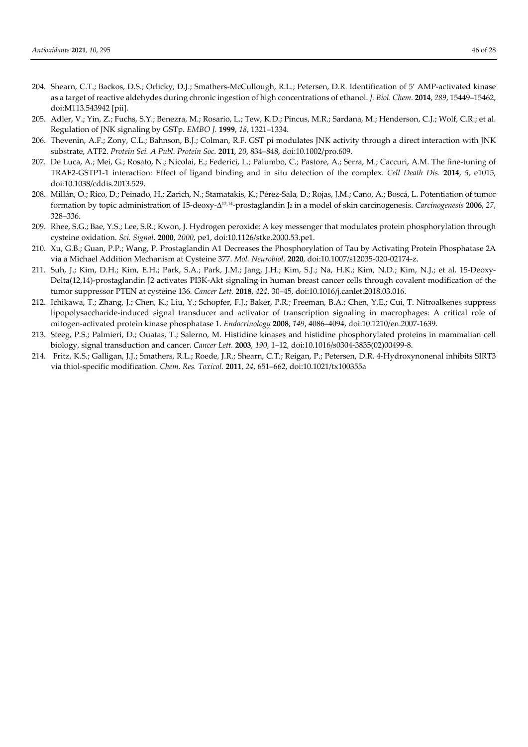204. Shearn, C.T.; Backos, D.S.; Orlicky, D.J.; Smathers-McCullough, R.L.; Petersen, D.R. Identification of 5′ AMP-activated kinase as a target of reactive aldehydes during chronic ingestion of high concentrations of ethanol. *J. Biol. Chem.* **2014**, *289*, 15449–15462, doi:M113.543942 [pii].
205. Adler, V.; Yin, Z.; Fuchs, S.Y.; Benezra, M.; Rosario, L.; Tew, K.D.; Pincus, M.R.; Sardana, M.; Henderson, C.J.; Wolf, C.R.; et al. Regulation of JNK signaling by GSTp. *EMBO J.* **1999**, *18*, 1321–1334.
206. Thevenin, A.F.; Zony, C.L.; Bahnson, B.J.; Colman, R.F. GST pi modulates JNK activity through a direct interaction with JNK substrate, ATF2. *Protein Sci. A Publ. Protein Soc.* **2011**, *20*, 834–848, doi:10.1002/pro.609.
207. De Luca, A.; Mei, G.; Rosato, N.; Nicolai, E.; Federici, L.; Palumbo, C.; Pastore, A.; Serra, M.; Caccuri, A.M. The fine-tuning of TRAF2-GSTP1-1 interaction: Effect of ligand binding and in situ detection of the complex. *Cell Death Dis.* **2014**, *5*, e1015, doi:10.1038/cddis.2013.529.
208. Millán, O.; Rico, D.; Peinado, H.; Zarich, N.; Stamatakis, K.; Pérez-Sala, D.; Rojas, J.M.; Cano, A.; Boscá, L. Potentiation of tumor formation by topic administration of 15-deoxy-$\Delta^{12,14}$-prostaglandin $J_2$ in a model of skin carcinogenesis. *Carcinogenesis* **2006**, *27*, 328–336.
209. Rhee, S.G.; Bae, Y.S.; Lee, S.R.; Kwon, J. Hydrogen peroxide: A key messenger that modulates protein phosphorylation through cysteine oxidation. *Sci. Signal.* **2000**, *2000*, pe1, doi:10.1126/stke.2000.53.pe1.
210. Xu, G.B.; Guan, P.P.; Wang, P. Prostaglandin A1 Decreases the Phosphorylation of Tau by Activating Protein Phosphatase 2A via a Michael Addition Mechanism at Cysteine 377. *Mol. Neurobiol.* **2020**, doi:10.1007/s12035-020-02174-z.
211. Suh, J.; Kim, D.H.; Kim, E.H.; Park, S.A.; Park, J.M.; Jang, J.H.; Kim, S.J.; Na, H.K.; Kim, N.D.; Kim, N.J.; et al. 15-Deoxy-Delta(12,14)-prostaglandin J2 activates PI3K-Akt signaling in human breast cancer cells through covalent modification of the tumor suppressor PTEN at cysteine 136. *Cancer Lett.* **2018**, *424*, 30–45, doi:10.1016/j.canlet.2018.03.016.
212. Ichikawa, T.; Zhang, J.; Chen, K.; Liu, Y.; Schopfer, F.J.; Baker, P.R.; Freeman, B.A.; Chen, Y.E.; Cui, T. Nitroalkenes suppress lipopolysaccharide-induced signal transducer and activator of transcription signaling in macrophages: A critical role of mitogen-activated protein kinase phosphatase 1. *Endocrinology* **2008**, *149*, 4086–4094, doi:10.1210/en.2007-1639.
213. Steeg, P.S.; Palmieri, D.; Ouatas, T.; Salerno, M. Histidine kinases and histidine phosphorylated proteins in mammalian cell biology, signal transduction and cancer. *Cancer Lett.* **2003**, *190*, 1–12, doi:10.1016/s0304-3835(02)00499-8.
214. Fritz, K.S.; Galligan, J.J.; Smathers, R.L.; Roede, J.R.; Shearn, C.T.; Reigan, P.; Petersen, D.R. 4-Hydroxynonenal inhibits SIRT3 via thiol-specific modification. *Chem. Res. Toxicol.* **2011**, *24*, 651–662, doi:10.1021/tx100355a